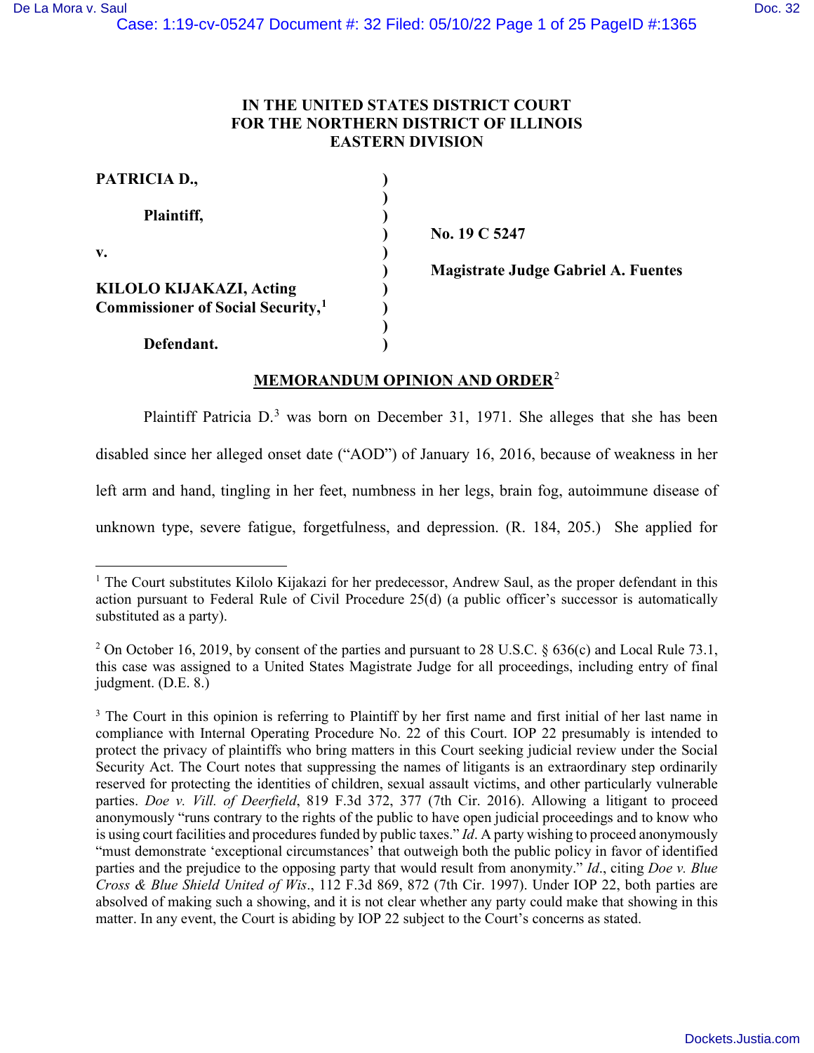**IN THE UNITED STATES DISTRICT COURT**
**FOR THE NORTHERN DISTRICT OF ILLINOIS**
**EASTERN DIVISION**

| | | |
|---|---|---|
| **PATRICIA D.,** | ) | |
| | ) | |
| **Plaintiff,** | ) | |
| | ) | **No. 19 C 5247** |
| **v.** | ) | |
| | ) | **Magistrate Judge Gabriel A. Fuentes** |
| **KILOLO KIJAKAZI, Acting Commissioner of Social Security,**[1] | ) | |
| | ) | |
| **Defendant.** | ) | |

## MEMORANDUM OPINION AND ORDER[2]

Plaintiff Patricia D.[3] was born on December 31, 1971. She alleges that she has been disabled since her alleged onset date ("AOD") of January 16, 2016, because of weakness in her left arm and hand, tingling in her feet, numbness in her legs, brain fog, autoimmune disease of unknown type, severe fatigue, forgetfulness, and depression. (R. 184, 205.) She applied for

---

[1] The Court substitutes Kilolo Kijakazi for her predecessor, Andrew Saul, as the proper defendant in this action pursuant to Federal Rule of Civil Procedure 25(d) (a public officer's successor is automatically substituted as a party).

[2] On October 16, 2019, by consent of the parties and pursuant to 28 U.S.C. § 636(c) and Local Rule 73.1, this case was assigned to a United States Magistrate Judge for all proceedings, including entry of final judgment. (D.E. 8.)

[3] The Court in this opinion is referring to Plaintiff by her first name and first initial of her last name in compliance with Internal Operating Procedure No. 22 of this Court. IOP 22 presumably is intended to protect the privacy of plaintiffs who bring matters in this Court seeking judicial review under the Social Security Act. The Court notes that suppressing the names of litigants is an extraordinary step ordinarily reserved for protecting the identities of children, sexual assault victims, and other particularly vulnerable parties. *Doe v. Vill. of Deerfield*, 819 F.3d 372, 377 (7th Cir. 2016). Allowing a litigant to proceed anonymously "runs contrary to the rights of the public to have open judicial proceedings and to know who is using court facilities and procedures funded by public taxes." *Id*. A party wishing to proceed anonymously "must demonstrate 'exceptional circumstances' that outweigh both the public policy in favor of identified parties and the prejudice to the opposing party that would result from anonymity." *Id*., citing *Doe v. Blue Cross & Blue Shield United of Wis*., 112 F.3d 869, 872 (7th Cir. 1997). Under IOP 22, both parties are absolved of making such a showing, and it is not clear whether any party could make that showing in this matter. In any event, the Court is abiding by IOP 22 subject to the Court's concerns as stated.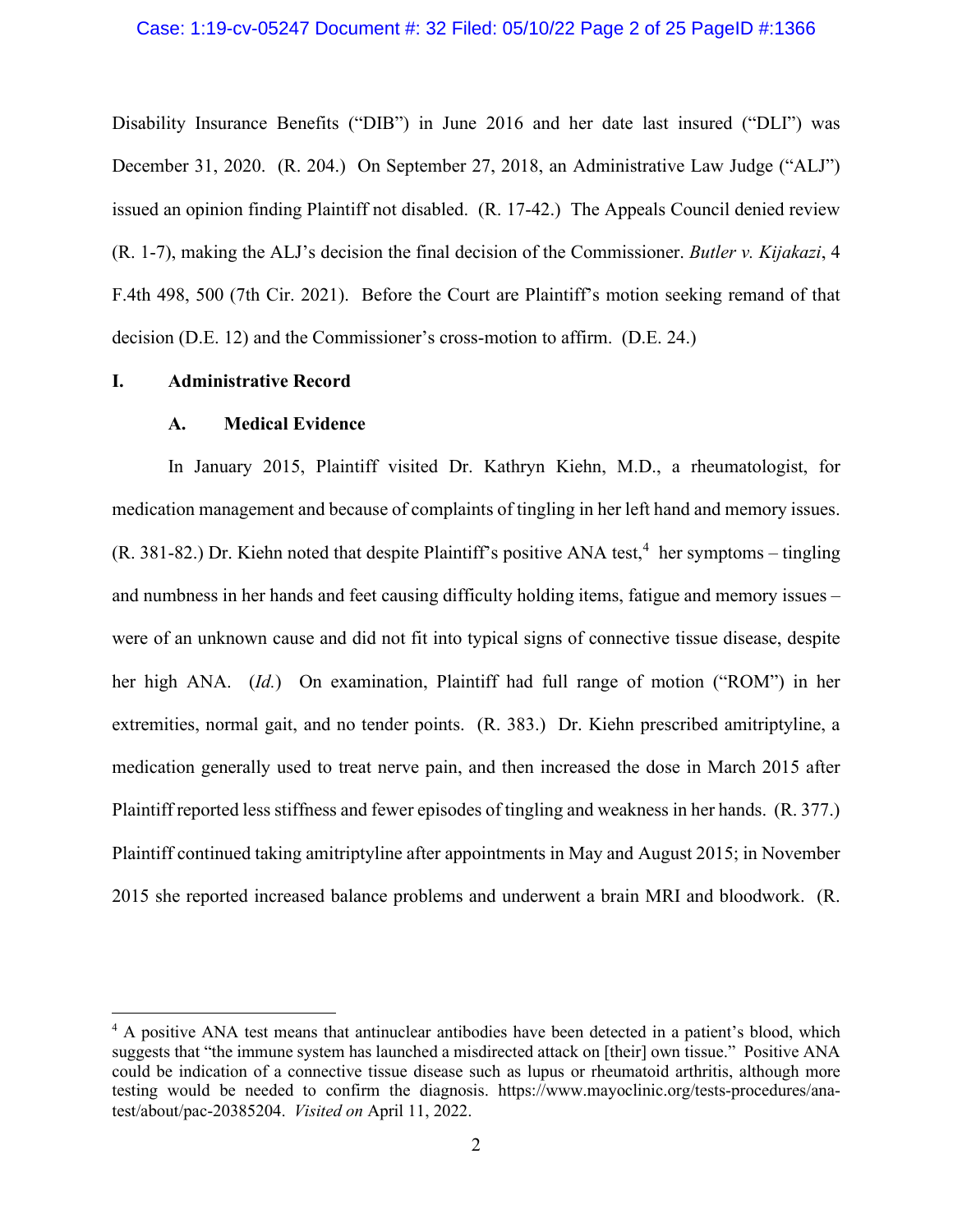Disability Insurance Benefits ("DIB") in June 2016 and her date last insured ("DLI") was December 31, 2020. (R. 204.) On September 27, 2018, an Administrative Law Judge ("ALJ") issued an opinion finding Plaintiff not disabled. (R. 17-42.) The Appeals Council denied review (R. 1-7), making the ALJ's decision the final decision of the Commissioner. *Butler v. Kijakazi*, 4 F.4th 498, 500 (7th Cir. 2021). Before the Court are Plaintiff's motion seeking remand of that decision (D.E. 12) and the Commissioner's cross-motion to affirm. (D.E. 24.)

## I. Administrative Record

### A. Medical Evidence

In January 2015, Plaintiff visited Dr. Kathryn Kiehn, M.D., a rheumatologist, for medication management and because of complaints of tingling in her left hand and memory issues. (R. 381-82.) Dr. Kiehn noted that despite Plaintiff's positive ANA test,[4] her symptoms – tingling and numbness in her hands and feet causing difficulty holding items, fatigue and memory issues – were of an unknown cause and did not fit into typical signs of connective tissue disease, despite her high ANA. (*Id.*) On examination, Plaintiff had full range of motion ("ROM") in her extremities, normal gait, and no tender points. (R. 383.) Dr. Kiehn prescribed amitriptyline, a medication generally used to treat nerve pain, and then increased the dose in March 2015 after Plaintiff reported less stiffness and fewer episodes of tingling and weakness in her hands. (R. 377.) Plaintiff continued taking amitriptyline after appointments in May and August 2015; in November 2015 she reported increased balance problems and underwent a brain MRI and bloodwork. (R.

---

[4] A positive ANA test means that antinuclear antibodies have been detected in a patient's blood, which suggests that "the immune system has launched a misdirected attack on [their] own tissue." Positive ANA could be indication of a connective tissue disease such as lupus or rheumatoid arthritis, although more testing would be needed to confirm the diagnosis. https://www.mayoclinic.org/tests-procedures/ana-test/about/pac-20385204. *Visited on* April 11, 2022.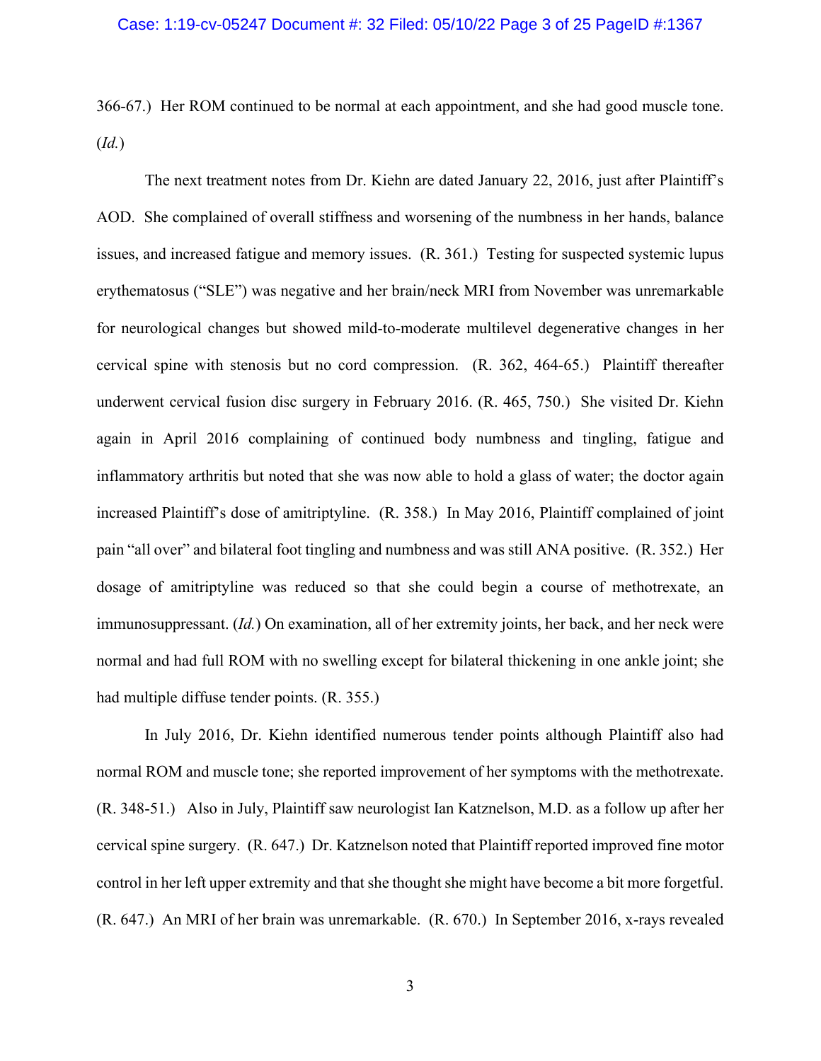366-67.) Her ROM continued to be normal at each appointment, and she had good muscle tone. (*Id.*)

The next treatment notes from Dr. Kiehn are dated January 22, 2016, just after Plaintiff's AOD. She complained of overall stiffness and worsening of the numbness in her hands, balance issues, and increased fatigue and memory issues. (R. 361.) Testing for suspected systemic lupus erythematosus ("SLE") was negative and her brain/neck MRI from November was unremarkable for neurological changes but showed mild-to-moderate multilevel degenerative changes in her cervical spine with stenosis but no cord compression. (R. 362, 464-65.) Plaintiff thereafter underwent cervical fusion disc surgery in February 2016. (R. 465, 750.) She visited Dr. Kiehn again in April 2016 complaining of continued body numbness and tingling, fatigue and inflammatory arthritis but noted that she was now able to hold a glass of water; the doctor again increased Plaintiff's dose of amitriptyline. (R. 358.) In May 2016, Plaintiff complained of joint pain "all over" and bilateral foot tingling and numbness and was still ANA positive. (R. 352.) Her dosage of amitriptyline was reduced so that she could begin a course of methotrexate, an immunosuppressant. (*Id.*) On examination, all of her extremity joints, her back, and her neck were normal and had full ROM with no swelling except for bilateral thickening in one ankle joint; she had multiple diffuse tender points. (R. 355.)

In July 2016, Dr. Kiehn identified numerous tender points although Plaintiff also had normal ROM and muscle tone; she reported improvement of her symptoms with the methotrexate. (R. 348-51.) Also in July, Plaintiff saw neurologist Ian Katznelson, M.D. as a follow up after her cervical spine surgery. (R. 647.) Dr. Katznelson noted that Plaintiff reported improved fine motor control in her left upper extremity and that she thought she might have become a bit more forgetful. (R. 647.) An MRI of her brain was unremarkable. (R. 670.) In September 2016, x-rays revealed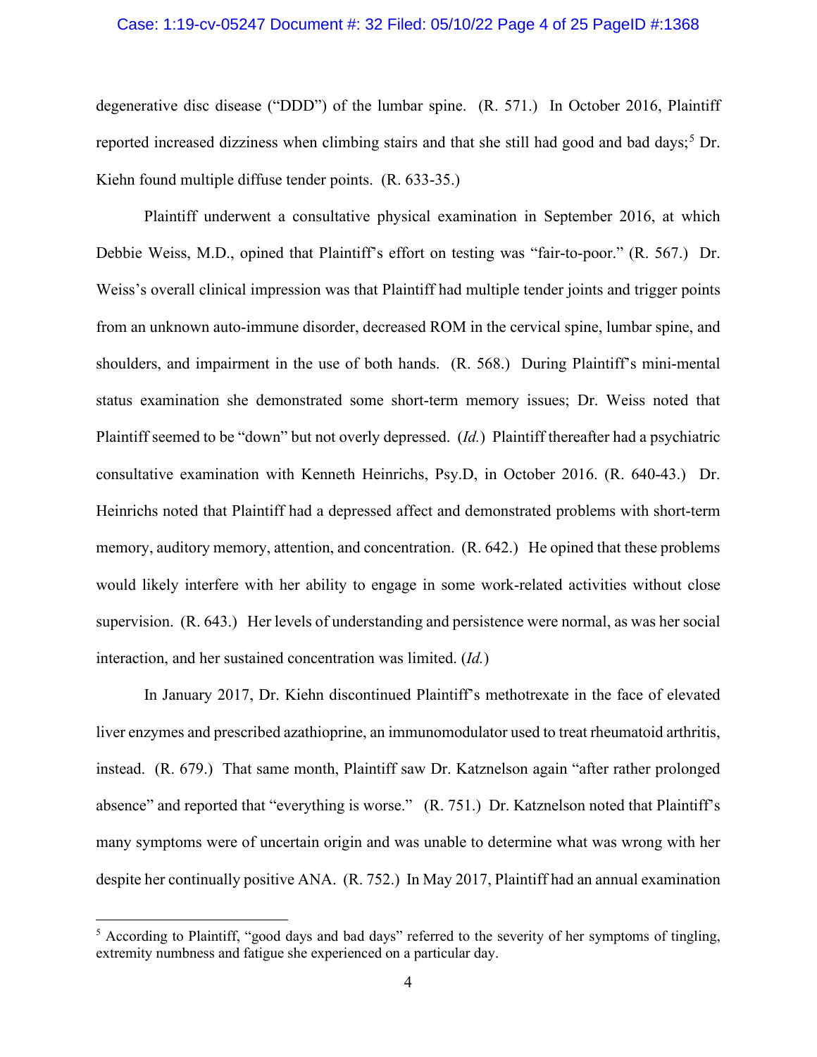degenerative disc disease ("DDD") of the lumbar spine. (R. 571.) In October 2016, Plaintiff reported increased dizziness when climbing stairs and that she still had good and bad days;[5] Dr. Kiehn found multiple diffuse tender points. (R. 633-35.)

Plaintiff underwent a consultative physical examination in September 2016, at which Debbie Weiss, M.D., opined that Plaintiff's effort on testing was "fair-to-poor." (R. 567.) Dr. Weiss's overall clinical impression was that Plaintiff had multiple tender joints and trigger points from an unknown auto-immune disorder, decreased ROM in the cervical spine, lumbar spine, and shoulders, and impairment in the use of both hands. (R. 568.) During Plaintiff's mini-mental status examination she demonstrated some short-term memory issues; Dr. Weiss noted that Plaintiff seemed to be "down" but not overly depressed. (*Id.*) Plaintiff thereafter had a psychiatric consultative examination with Kenneth Heinrichs, Psy.D, in October 2016. (R. 640-43.) Dr. Heinrichs noted that Plaintiff had a depressed affect and demonstrated problems with short-term memory, auditory memory, attention, and concentration. (R. 642.) He opined that these problems would likely interfere with her ability to engage in some work-related activities without close supervision. (R. 643.) Her levels of understanding and persistence were normal, as was her social interaction, and her sustained concentration was limited. (*Id.*)

In January 2017, Dr. Kiehn discontinued Plaintiff's methotrexate in the face of elevated liver enzymes and prescribed azathioprine, an immunomodulator used to treat rheumatoid arthritis, instead. (R. 679.) That same month, Plaintiff saw Dr. Katznelson again "after rather prolonged absence" and reported that "everything is worse." (R. 751.) Dr. Katznelson noted that Plaintiff's many symptoms were of uncertain origin and was unable to determine what was wrong with her despite her continually positive ANA. (R. 752.) In May 2017, Plaintiff had an annual examination

---

[5] According to Plaintiff, "good days and bad days" referred to the severity of her symptoms of tingling, extremity numbness and fatigue she experienced on a particular day.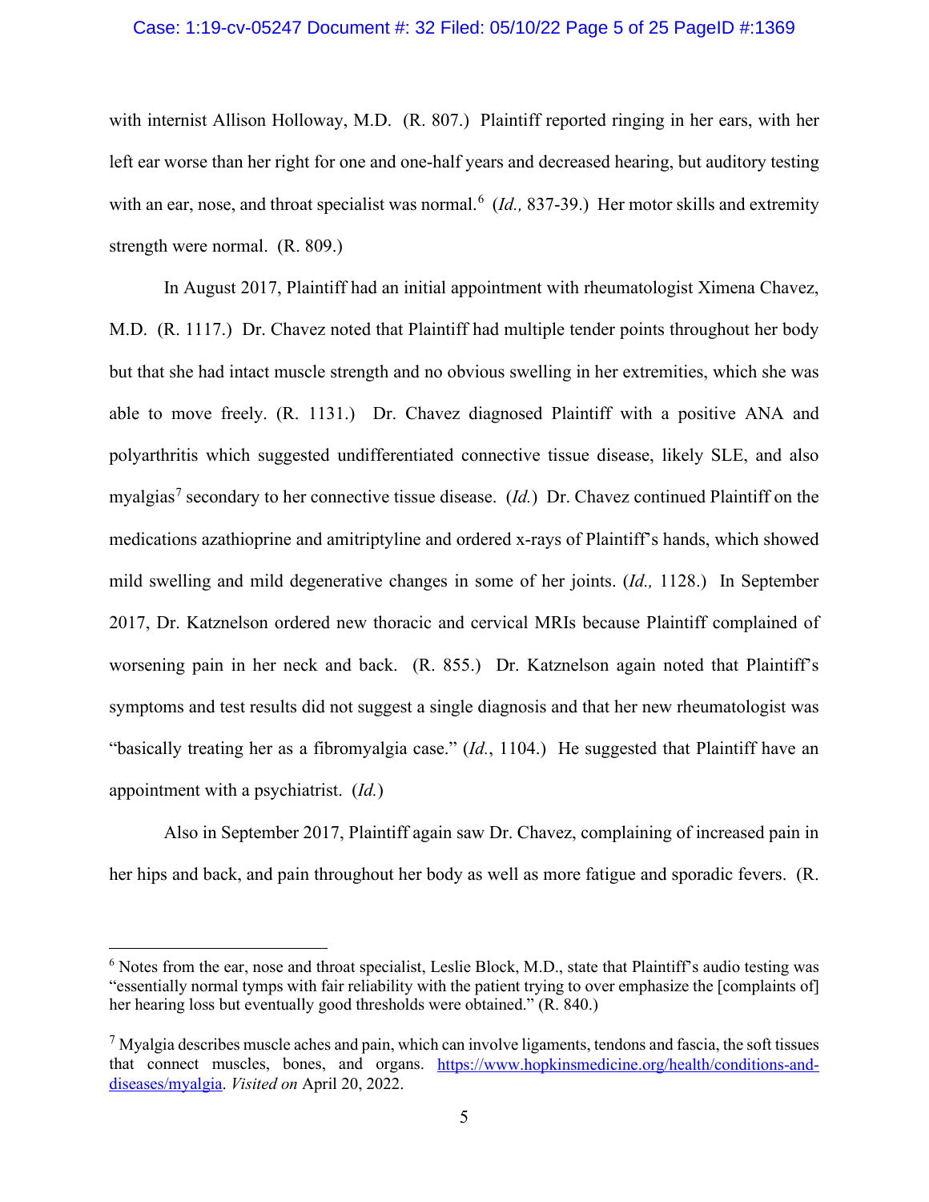with internist Allison Holloway, M.D. (R. 807.) Plaintiff reported ringing in her ears, with her left ear worse than her right for one and one-half years and decreased hearing, but auditory testing with an ear, nose, and throat specialist was normal.[6] (*Id.,* 837-39.) Her motor skills and extremity strength were normal. (R. 809.)

In August 2017, Plaintiff had an initial appointment with rheumatologist Ximena Chavez, M.D. (R. 1117.) Dr. Chavez noted that Plaintiff had multiple tender points throughout her body but that she had intact muscle strength and no obvious swelling in her extremities, which she was able to move freely. (R. 1131.) Dr. Chavez diagnosed Plaintiff with a positive ANA and polyarthritis which suggested undifferentiated connective tissue disease, likely SLE, and also myalgias[7] secondary to her connective tissue disease. (*Id.*) Dr. Chavez continued Plaintiff on the medications azathioprine and amitriptyline and ordered x-rays of Plaintiff's hands, which showed mild swelling and mild degenerative changes in some of her joints. (*Id.,* 1128.) In September 2017, Dr. Katznelson ordered new thoracic and cervical MRIs because Plaintiff complained of worsening pain in her neck and back. (R. 855.) Dr. Katznelson again noted that Plaintiff's symptoms and test results did not suggest a single diagnosis and that her new rheumatologist was "basically treating her as a fibromyalgia case." (*Id.*, 1104.) He suggested that Plaintiff have an appointment with a psychiatrist. (*Id.*)

Also in September 2017, Plaintiff again saw Dr. Chavez, complaining of increased pain in her hips and back, and pain throughout her body as well as more fatigue and sporadic fevers. (R.

---

[6] Notes from the ear, nose and throat specialist, Leslie Block, M.D., state that Plaintiff's audio testing was "essentially normal tymps with fair reliability with the patient trying to over emphasize the [complaints of] her hearing loss but eventually good thresholds were obtained." (R. 840.)

[7] Myalgia describes muscle aches and pain, which can involve ligaments, tendons and fascia, the soft tissues that connect muscles, bones, and organs. https://www.hopkinsmedicine.org/health/conditions-and-diseases/myalgia. *Visited on* April 20, 2022.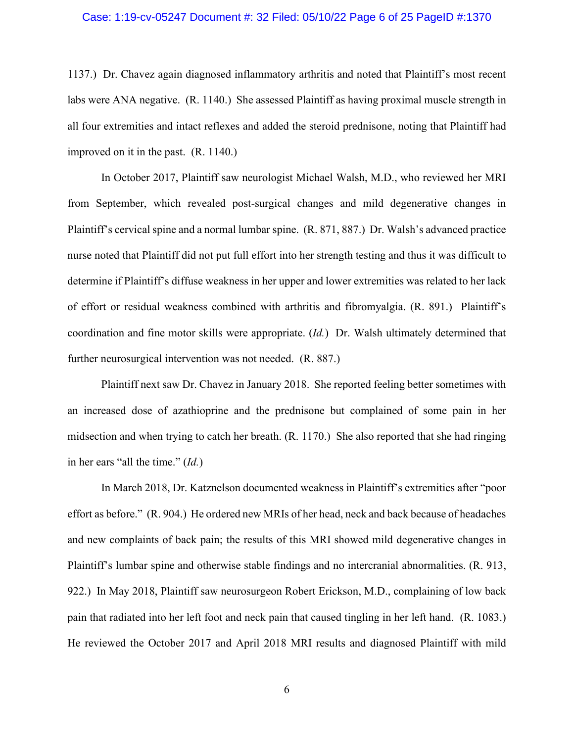1137.) Dr. Chavez again diagnosed inflammatory arthritis and noted that Plaintiff's most recent labs were ANA negative. (R. 1140.) She assessed Plaintiff as having proximal muscle strength in all four extremities and intact reflexes and added the steroid prednisone, noting that Plaintiff had improved on it in the past. (R. 1140.)

In October 2017, Plaintiff saw neurologist Michael Walsh, M.D., who reviewed her MRI from September, which revealed post-surgical changes and mild degenerative changes in Plaintiff's cervical spine and a normal lumbar spine. (R. 871, 887.) Dr. Walsh's advanced practice nurse noted that Plaintiff did not put full effort into her strength testing and thus it was difficult to determine if Plaintiff's diffuse weakness in her upper and lower extremities was related to her lack of effort or residual weakness combined with arthritis and fibromyalgia. (R. 891.) Plaintiff's coordination and fine motor skills were appropriate. (*Id.*) Dr. Walsh ultimately determined that further neurosurgical intervention was not needed. (R. 887.)

Plaintiff next saw Dr. Chavez in January 2018. She reported feeling better sometimes with an increased dose of azathioprine and the prednisone but complained of some pain in her midsection and when trying to catch her breath. (R. 1170.) She also reported that she had ringing in her ears "all the time." (*Id.*)

In March 2018, Dr. Katznelson documented weakness in Plaintiff's extremities after "poor effort as before." (R. 904.) He ordered new MRIs of her head, neck and back because of headaches and new complaints of back pain; the results of this MRI showed mild degenerative changes in Plaintiff's lumbar spine and otherwise stable findings and no intercranial abnormalities. (R. 913, 922.) In May 2018, Plaintiff saw neurosurgeon Robert Erickson, M.D., complaining of low back pain that radiated into her left foot and neck pain that caused tingling in her left hand. (R. 1083.) He reviewed the October 2017 and April 2018 MRI results and diagnosed Plaintiff with mild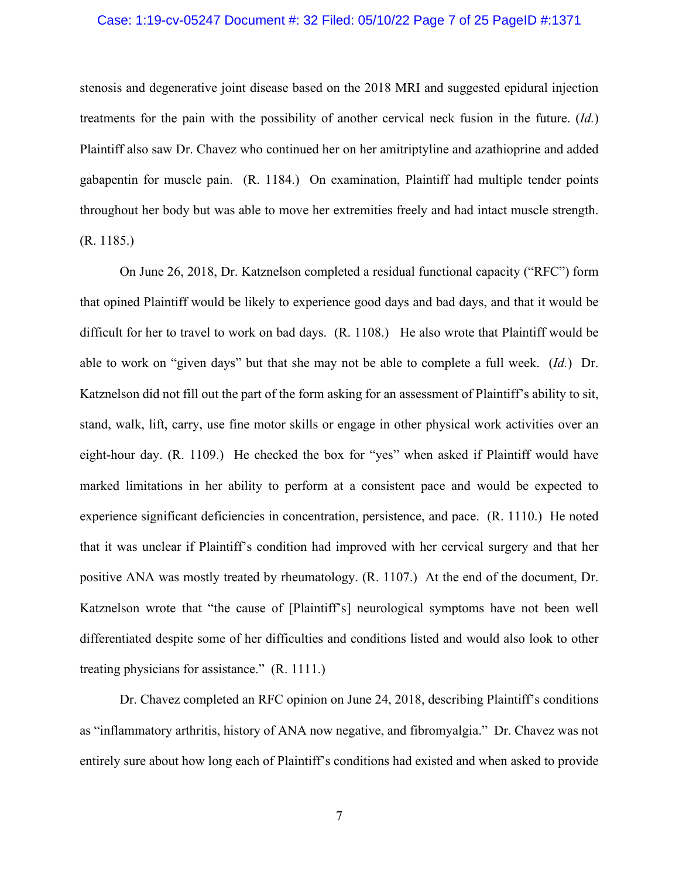stenosis and degenerative joint disease based on the 2018 MRI and suggested epidural injection treatments for the pain with the possibility of another cervical neck fusion in the future. (*Id.*) Plaintiff also saw Dr. Chavez who continued her on her amitriptyline and azathioprine and added gabapentin for muscle pain. (R. 1184.) On examination, Plaintiff had multiple tender points throughout her body but was able to move her extremities freely and had intact muscle strength. (R. 1185.)

On June 26, 2018, Dr. Katznelson completed a residual functional capacity ("RFC") form that opined Plaintiff would be likely to experience good days and bad days, and that it would be difficult for her to travel to work on bad days. (R. 1108.) He also wrote that Plaintiff would be able to work on "given days" but that she may not be able to complete a full week. (*Id.*) Dr. Katznelson did not fill out the part of the form asking for an assessment of Plaintiff's ability to sit, stand, walk, lift, carry, use fine motor skills or engage in other physical work activities over an eight-hour day. (R. 1109.) He checked the box for "yes" when asked if Plaintiff would have marked limitations in her ability to perform at a consistent pace and would be expected to experience significant deficiencies in concentration, persistence, and pace. (R. 1110.) He noted that it was unclear if Plaintiff's condition had improved with her cervical surgery and that her positive ANA was mostly treated by rheumatology. (R. 1107.) At the end of the document, Dr. Katznelson wrote that "the cause of [Plaintiff's] neurological symptoms have not been well differentiated despite some of her difficulties and conditions listed and would also look to other treating physicians for assistance." (R. 1111.)

Dr. Chavez completed an RFC opinion on June 24, 2018, describing Plaintiff's conditions as "inflammatory arthritis, history of ANA now negative, and fibromyalgia." Dr. Chavez was not entirely sure about how long each of Plaintiff's conditions had existed and when asked to provide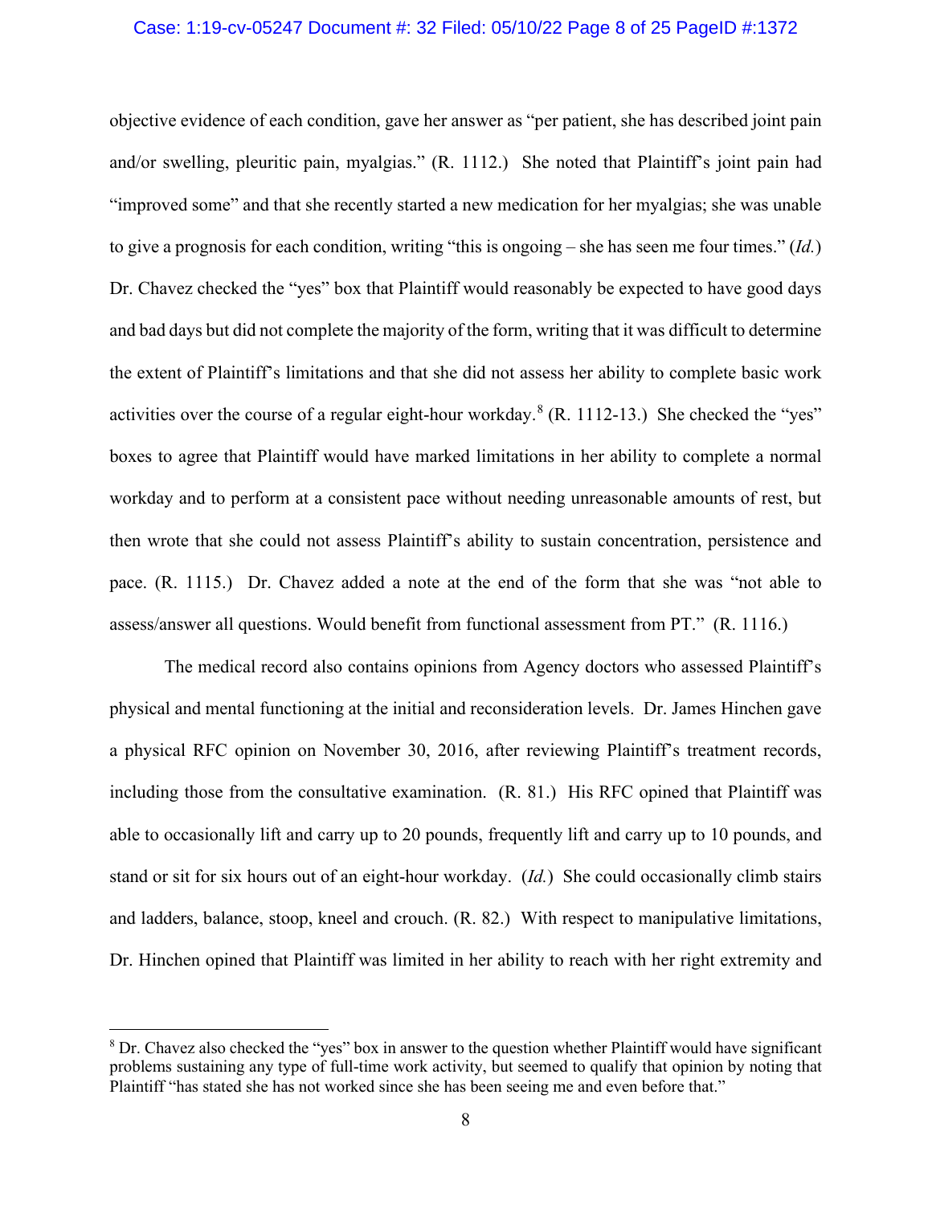objective evidence of each condition, gave her answer as "per patient, she has described joint pain and/or swelling, pleuritic pain, myalgias." (R. 1112.) She noted that Plaintiff's joint pain had "improved some" and that she recently started a new medication for her myalgias; she was unable to give a prognosis for each condition, writing "this is ongoing – she has seen me four times." (*Id.*) Dr. Chavez checked the "yes" box that Plaintiff would reasonably be expected to have good days and bad days but did not complete the majority of the form, writing that it was difficult to determine the extent of Plaintiff's limitations and that she did not assess her ability to complete basic work activities over the course of a regular eight-hour workday.[8] (R. 1112-13.) She checked the "yes" boxes to agree that Plaintiff would have marked limitations in her ability to complete a normal workday and to perform at a consistent pace without needing unreasonable amounts of rest, but then wrote that she could not assess Plaintiff's ability to sustain concentration, persistence and pace. (R. 1115.) Dr. Chavez added a note at the end of the form that she was "not able to assess/answer all questions. Would benefit from functional assessment from PT." (R. 1116.)

The medical record also contains opinions from Agency doctors who assessed Plaintiff's physical and mental functioning at the initial and reconsideration levels. Dr. James Hinchen gave a physical RFC opinion on November 30, 2016, after reviewing Plaintiff's treatment records, including those from the consultative examination. (R. 81.) His RFC opined that Plaintiff was able to occasionally lift and carry up to 20 pounds, frequently lift and carry up to 10 pounds, and stand or sit for six hours out of an eight-hour workday. (*Id.*) She could occasionally climb stairs and ladders, balance, stoop, kneel and crouch. (R. 82.) With respect to manipulative limitations, Dr. Hinchen opined that Plaintiff was limited in her ability to reach with her right extremity and

---

[8] Dr. Chavez also checked the "yes" box in answer to the question whether Plaintiff would have significant problems sustaining any type of full-time work activity, but seemed to qualify that opinion by noting that Plaintiff "has stated she has not worked since she has been seeing me and even before that."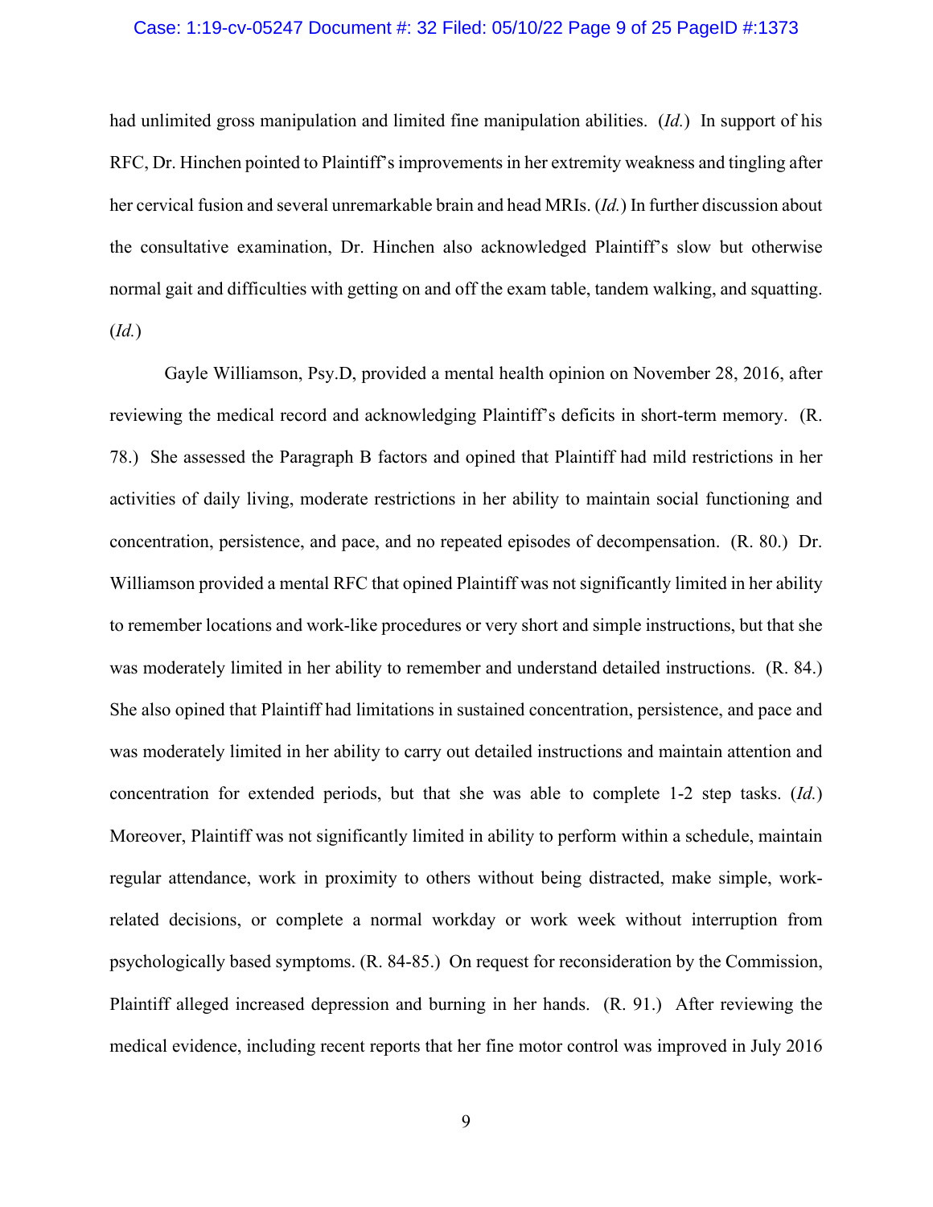had unlimited gross manipulation and limited fine manipulation abilities. (*Id.*) In support of his RFC, Dr. Hinchen pointed to Plaintiff's improvements in her extremity weakness and tingling after her cervical fusion and several unremarkable brain and head MRIs. (*Id.*) In further discussion about the consultative examination, Dr. Hinchen also acknowledged Plaintiff's slow but otherwise normal gait and difficulties with getting on and off the exam table, tandem walking, and squatting. (*Id.*)

Gayle Williamson, Psy.D, provided a mental health opinion on November 28, 2016, after reviewing the medical record and acknowledging Plaintiff's deficits in short-term memory. (R. 78.) She assessed the Paragraph B factors and opined that Plaintiff had mild restrictions in her activities of daily living, moderate restrictions in her ability to maintain social functioning and concentration, persistence, and pace, and no repeated episodes of decompensation. (R. 80.) Dr. Williamson provided a mental RFC that opined Plaintiff was not significantly limited in her ability to remember locations and work-like procedures or very short and simple instructions, but that she was moderately limited in her ability to remember and understand detailed instructions. (R. 84.) She also opined that Plaintiff had limitations in sustained concentration, persistence, and pace and was moderately limited in her ability to carry out detailed instructions and maintain attention and concentration for extended periods, but that she was able to complete 1-2 step tasks. (*Id.*) Moreover, Plaintiff was not significantly limited in ability to perform within a schedule, maintain regular attendance, work in proximity to others without being distracted, make simple, work-related decisions, or complete a normal workday or work week without interruption from psychologically based symptoms. (R. 84-85.) On request for reconsideration by the Commission, Plaintiff alleged increased depression and burning in her hands. (R. 91.) After reviewing the medical evidence, including recent reports that her fine motor control was improved in July 2016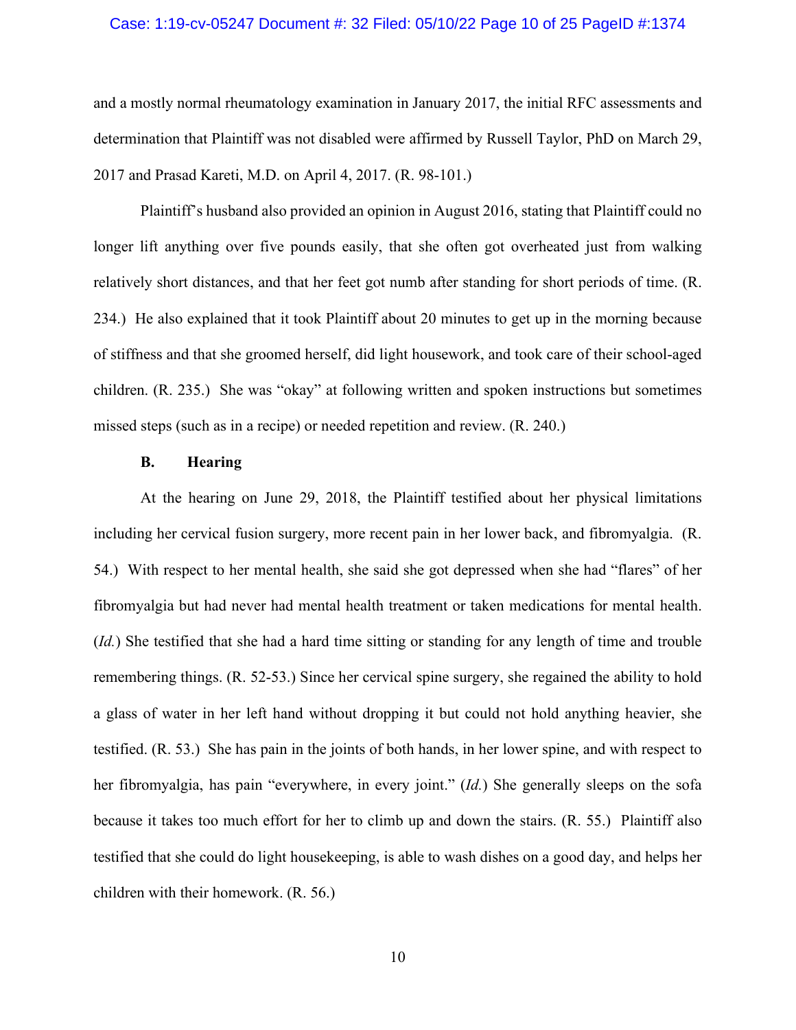and a mostly normal rheumatology examination in January 2017, the initial RFC assessments and determination that Plaintiff was not disabled were affirmed by Russell Taylor, PhD on March 29, 2017 and Prasad Kareti, M.D. on April 4, 2017. (R. 98-101.)

Plaintiff's husband also provided an opinion in August 2016, stating that Plaintiff could no longer lift anything over five pounds easily, that she often got overheated just from walking relatively short distances, and that her feet got numb after standing for short periods of time. (R. 234.) He also explained that it took Plaintiff about 20 minutes to get up in the morning because of stiffness and that she groomed herself, did light housework, and took care of their school-aged children. (R. 235.) She was "okay" at following written and spoken instructions but sometimes missed steps (such as in a recipe) or needed repetition and review. (R. 240.)

### B. Hearing

At the hearing on June 29, 2018, the Plaintiff testified about her physical limitations including her cervical fusion surgery, more recent pain in her lower back, and fibromyalgia. (R. 54.) With respect to her mental health, she said she got depressed when she had "flares" of her fibromyalgia but had never had mental health treatment or taken medications for mental health. (*Id.*) She testified that she had a hard time sitting or standing for any length of time and trouble remembering things. (R. 52-53.) Since her cervical spine surgery, she regained the ability to hold a glass of water in her left hand without dropping it but could not hold anything heavier, she testified. (R. 53.) She has pain in the joints of both hands, in her lower spine, and with respect to her fibromyalgia, has pain "everywhere, in every joint." (*Id.*) She generally sleeps on the sofa because it takes too much effort for her to climb up and down the stairs. (R. 55.) Plaintiff also testified that she could do light housekeeping, is able to wash dishes on a good day, and helps her children with their homework. (R. 56.)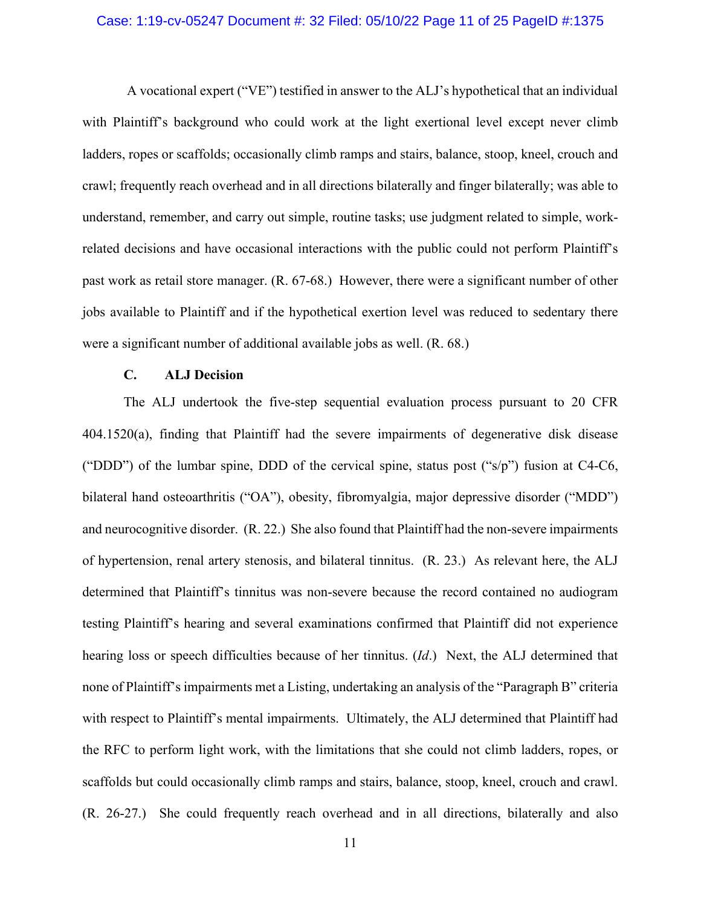A vocational expert ("VE") testified in answer to the ALJ's hypothetical that an individual with Plaintiff's background who could work at the light exertional level except never climb ladders, ropes or scaffolds; occasionally climb ramps and stairs, balance, stoop, kneel, crouch and crawl; frequently reach overhead and in all directions bilaterally and finger bilaterally; was able to understand, remember, and carry out simple, routine tasks; use judgment related to simple, work-related decisions and have occasional interactions with the public could not perform Plaintiff's past work as retail store manager. (R. 67-68.) However, there were a significant number of other jobs available to Plaintiff and if the hypothetical exertion level was reduced to sedentary there were a significant number of additional available jobs as well. (R. 68.)

### C. ALJ Decision

The ALJ undertook the five-step sequential evaluation process pursuant to 20 CFR 404.1520(a), finding that Plaintiff had the severe impairments of degenerative disk disease ("DDD") of the lumbar spine, DDD of the cervical spine, status post ("s/p") fusion at C4-C6, bilateral hand osteoarthritis ("OA"), obesity, fibromyalgia, major depressive disorder ("MDD") and neurocognitive disorder. (R. 22.) She also found that Plaintiff had the non-severe impairments of hypertension, renal artery stenosis, and bilateral tinnitus. (R. 23.) As relevant here, the ALJ determined that Plaintiff's tinnitus was non-severe because the record contained no audiogram testing Plaintiff's hearing and several examinations confirmed that Plaintiff did not experience hearing loss or speech difficulties because of her tinnitus. (*Id*.) Next, the ALJ determined that none of Plaintiff's impairments met a Listing, undertaking an analysis of the "Paragraph B" criteria with respect to Plaintiff's mental impairments. Ultimately, the ALJ determined that Plaintiff had the RFC to perform light work, with the limitations that she could not climb ladders, ropes, or scaffolds but could occasionally climb ramps and stairs, balance, stoop, kneel, crouch and crawl. (R. 26-27.) She could frequently reach overhead and in all directions, bilaterally and also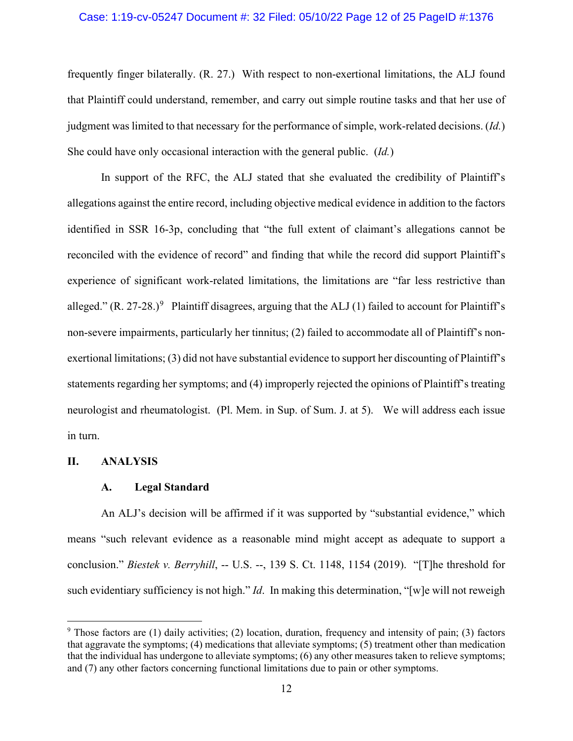frequently finger bilaterally. (R. 27.) With respect to non-exertional limitations, the ALJ found that Plaintiff could understand, remember, and carry out simple routine tasks and that her use of judgment was limited to that necessary for the performance of simple, work-related decisions. (*Id.*) She could have only occasional interaction with the general public. (*Id.*)

In support of the RFC, the ALJ stated that she evaluated the credibility of Plaintiff's allegations against the entire record, including objective medical evidence in addition to the factors identified in SSR 16-3p, concluding that "the full extent of claimant's allegations cannot be reconciled with the evidence of record" and finding that while the record did support Plaintiff's experience of significant work-related limitations, the limitations are "far less restrictive than alleged." (R. 27-28.)[9] Plaintiff disagrees, arguing that the ALJ (1) failed to account for Plaintiff's non-severe impairments, particularly her tinnitus; (2) failed to accommodate all of Plaintiff's non-exertional limitations; (3) did not have substantial evidence to support her discounting of Plaintiff's statements regarding her symptoms; and (4) improperly rejected the opinions of Plaintiff's treating neurologist and rheumatologist. (Pl. Mem. in Sup. of Sum. J. at 5). We will address each issue in turn.

## II. ANALYSIS

### A. Legal Standard

An ALJ's decision will be affirmed if it was supported by "substantial evidence," which means "such relevant evidence as a reasonable mind might accept as adequate to support a conclusion." *Biestek v. Berryhill*, -- U.S. --, 139 S. Ct. 1148, 1154 (2019). "[T]he threshold for such evidentiary sufficiency is not high." *Id*. In making this determination, "[w]e will not reweigh

---

[9] Those factors are (1) daily activities; (2) location, duration, frequency and intensity of pain; (3) factors that aggravate the symptoms; (4) medications that alleviate symptoms; (5) treatment other than medication that the individual has undergone to alleviate symptoms; (6) any other measures taken to relieve symptoms; and (7) any other factors concerning functional limitations due to pain or other symptoms.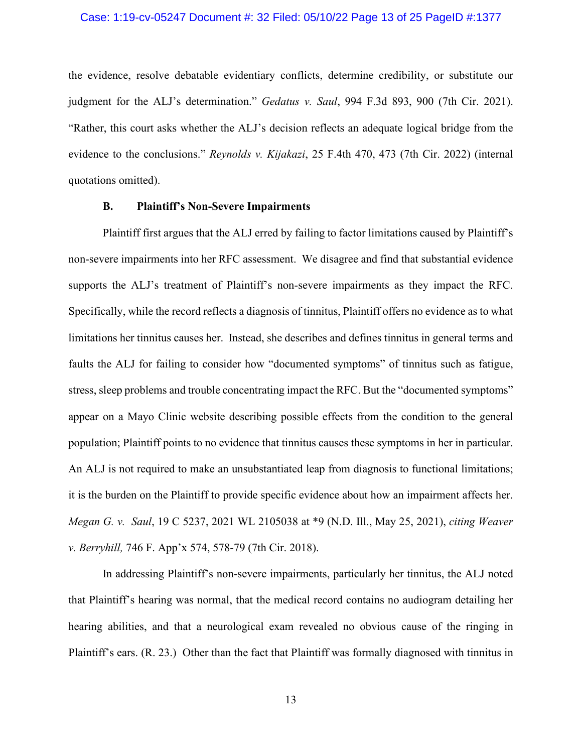the evidence, resolve debatable evidentiary conflicts, determine credibility, or substitute our judgment for the ALJ's determination." *Gedatus v. Saul*, 994 F.3d 893, 900 (7th Cir. 2021). "Rather, this court asks whether the ALJ's decision reflects an adequate logical bridge from the evidence to the conclusions." *Reynolds v. Kijakazi*, 25 F.4th 470, 473 (7th Cir. 2022) (internal quotations omitted).

### B. Plaintiff's Non-Severe Impairments

Plaintiff first argues that the ALJ erred by failing to factor limitations caused by Plaintiff's non-severe impairments into her RFC assessment. We disagree and find that substantial evidence supports the ALJ's treatment of Plaintiff's non-severe impairments as they impact the RFC. Specifically, while the record reflects a diagnosis of tinnitus, Plaintiff offers no evidence as to what limitations her tinnitus causes her. Instead, she describes and defines tinnitus in general terms and faults the ALJ for failing to consider how "documented symptoms" of tinnitus such as fatigue, stress, sleep problems and trouble concentrating impact the RFC. But the "documented symptoms" appear on a Mayo Clinic website describing possible effects from the condition to the general population; Plaintiff points to no evidence that tinnitus causes these symptoms in her in particular. An ALJ is not required to make an unsubstantiated leap from diagnosis to functional limitations; it is the burden on the Plaintiff to provide specific evidence about how an impairment affects her. *Megan G. v. Saul*, 19 C 5237, 2021 WL 2105038 at *9 (N.D. Ill., May 25, 2021), *citing Weaver v. Berryhill,* 746 F. App'x 574, 578-79 (7th Cir. 2018).

In addressing Plaintiff's non-severe impairments, particularly her tinnitus, the ALJ noted that Plaintiff's hearing was normal, that the medical record contains no audiogram detailing her hearing abilities, and that a neurological exam revealed no obvious cause of the ringing in Plaintiff's ears. (R. 23.) Other than the fact that Plaintiff was formally diagnosed with tinnitus in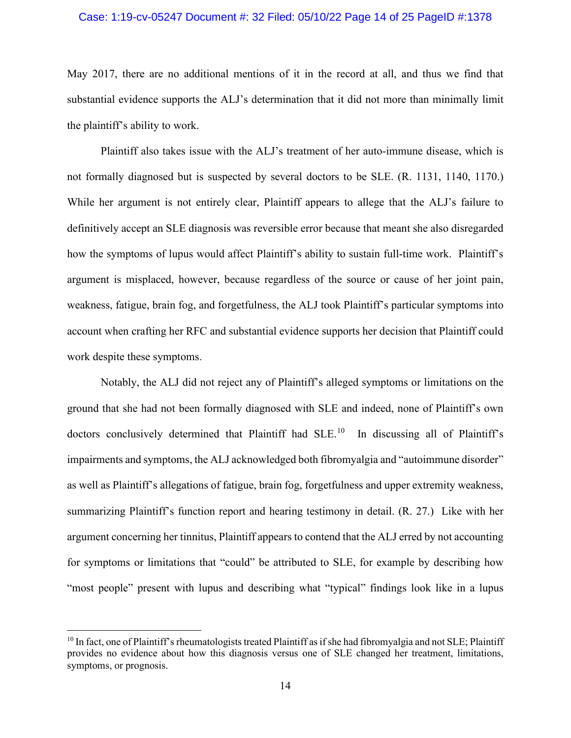May 2017, there are no additional mentions of it in the record at all, and thus we find that substantial evidence supports the ALJ's determination that it did not more than minimally limit the plaintiff's ability to work.

Plaintiff also takes issue with the ALJ's treatment of her auto-immune disease, which is not formally diagnosed but is suspected by several doctors to be SLE. (R. 1131, 1140, 1170.) While her argument is not entirely clear, Plaintiff appears to allege that the ALJ's failure to definitively accept an SLE diagnosis was reversible error because that meant she also disregarded how the symptoms of lupus would affect Plaintiff's ability to sustain full-time work. Plaintiff's argument is misplaced, however, because regardless of the source or cause of her joint pain, weakness, fatigue, brain fog, and forgetfulness, the ALJ took Plaintiff's particular symptoms into account when crafting her RFC and substantial evidence supports her decision that Plaintiff could work despite these symptoms.

Notably, the ALJ did not reject any of Plaintiff's alleged symptoms or limitations on the ground that she had not been formally diagnosed with SLE and indeed, none of Plaintiff's own doctors conclusively determined that Plaintiff had SLE.[10] In discussing all of Plaintiff's impairments and symptoms, the ALJ acknowledged both fibromyalgia and "autoimmune disorder" as well as Plaintiff's allegations of fatigue, brain fog, forgetfulness and upper extremity weakness, summarizing Plaintiff's function report and hearing testimony in detail. (R. 27.) Like with her argument concerning her tinnitus, Plaintiff appears to contend that the ALJ erred by not accounting for symptoms or limitations that "could" be attributed to SLE, for example by describing how "most people" present with lupus and describing what "typical" findings look like in a lupus

---

[10] In fact, one of Plaintiff's rheumatologists treated Plaintiff as if she had fibromyalgia and not SLE; Plaintiff provides no evidence about how this diagnosis versus one of SLE changed her treatment, limitations, symptoms, or prognosis.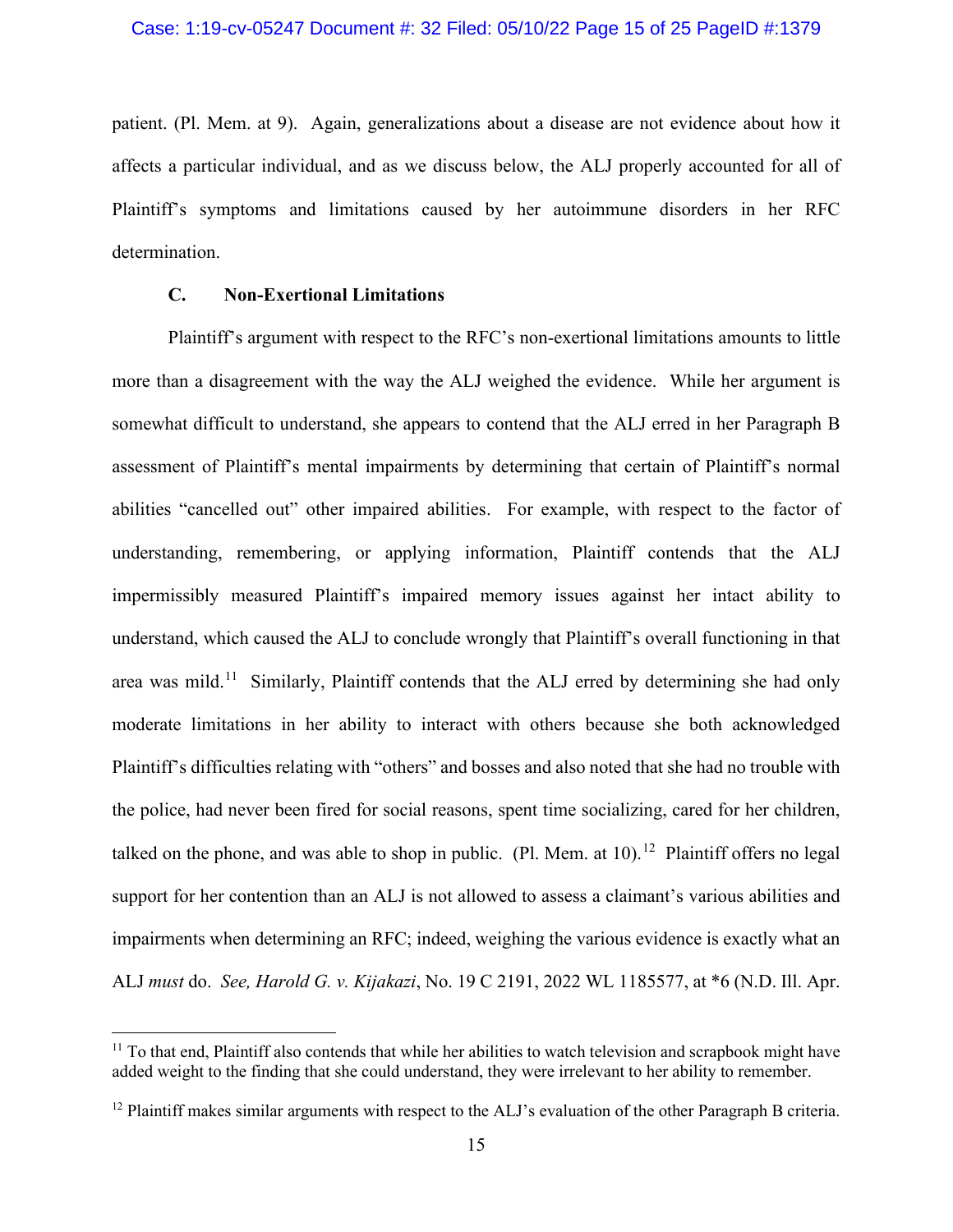patient. (Pl. Mem. at 9). Again, generalizations about a disease are not evidence about how it affects a particular individual, and as we discuss below, the ALJ properly accounted for all of Plaintiff's symptoms and limitations caused by her autoimmune disorders in her RFC determination.

### C. Non-Exertional Limitations

Plaintiff's argument with respect to the RFC's non-exertional limitations amounts to little more than a disagreement with the way the ALJ weighed the evidence. While her argument is somewhat difficult to understand, she appears to contend that the ALJ erred in her Paragraph B assessment of Plaintiff's mental impairments by determining that certain of Plaintiff's normal abilities "cancelled out" other impaired abilities. For example, with respect to the factor of understanding, remembering, or applying information, Plaintiff contends that the ALJ impermissibly measured Plaintiff's impaired memory issues against her intact ability to understand, which caused the ALJ to conclude wrongly that Plaintiff's overall functioning in that area was mild.[11] Similarly, Plaintiff contends that the ALJ erred by determining she had only moderate limitations in her ability to interact with others because she both acknowledged Plaintiff's difficulties relating with "others" and bosses and also noted that she had no trouble with the police, had never been fired for social reasons, spent time socializing, cared for her children, talked on the phone, and was able to shop in public. (Pl. Mem. at 10).[12] Plaintiff offers no legal support for her contention than an ALJ is not allowed to assess a claimant's various abilities and impairments when determining an RFC; indeed, weighing the various evidence is exactly what an ALJ *must* do. *See, Harold G. v. Kijakazi*, No. 19 C 2191, 2022 WL 1185577, at *6 (N.D. Ill. Apr.

---

[11] To that end, Plaintiff also contends that while her abilities to watch television and scrapbook might have added weight to the finding that she could understand, they were irrelevant to her ability to remember.

[12] Plaintiff makes similar arguments with respect to the ALJ's evaluation of the other Paragraph B criteria.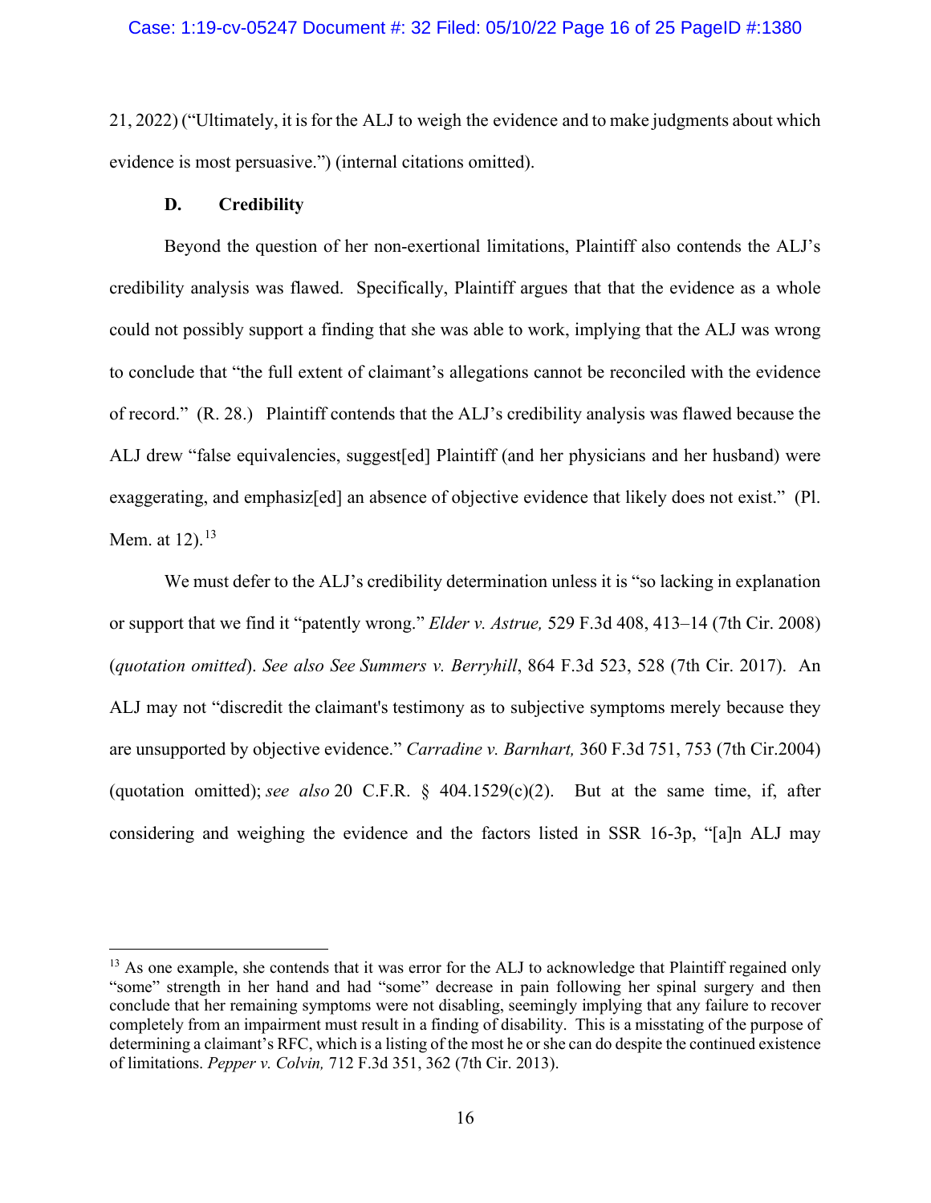21, 2022) ("Ultimately, it is for the ALJ to weigh the evidence and to make judgments about which evidence is most persuasive.") (internal citations omitted).

### D. Credibility

Beyond the question of her non-exertional limitations, Plaintiff also contends the ALJ's credibility analysis was flawed. Specifically, Plaintiff argues that that the evidence as a whole could not possibly support a finding that she was able to work, implying that the ALJ was wrong to conclude that "the full extent of claimant's allegations cannot be reconciled with the evidence of record." (R. 28.) Plaintiff contends that the ALJ's credibility analysis was flawed because the ALJ drew "false equivalencies, suggest[ed] Plaintiff (and her physicians and her husband) were exaggerating, and emphasiz[ed] an absence of objective evidence that likely does not exist." (Pl. Mem. at 12).[13]

We must defer to the ALJ's credibility determination unless it is "so lacking in explanation or support that we find it "patently wrong." *Elder v. Astrue,* 529 F.3d 408, 413–14 (7th Cir. 2008) (*quotation omitted*). *See also See Summers v. Berryhill*, 864 F.3d 523, 528 (7th Cir. 2017). An ALJ may not "discredit the claimant's testimony as to subjective symptoms merely because they are unsupported by objective evidence." *Carradine v. Barnhart,* 360 F.3d 751, 753 (7th Cir.2004) (quotation omitted); *see also* 20 C.F.R. § 404.1529(c)(2). But at the same time, if, after considering and weighing the evidence and the factors listed in SSR 16-3p, "[a]n ALJ may

---

[13] As one example, she contends that it was error for the ALJ to acknowledge that Plaintiff regained only "some" strength in her hand and had "some" decrease in pain following her spinal surgery and then conclude that her remaining symptoms were not disabling, seemingly implying that any failure to recover completely from an impairment must result in a finding of disability. This is a misstating of the purpose of determining a claimant's RFC, which is a listing of the most he or she can do despite the continued existence of limitations. *Pepper v. Colvin,* 712 F.3d 351, 362 (7th Cir. 2013).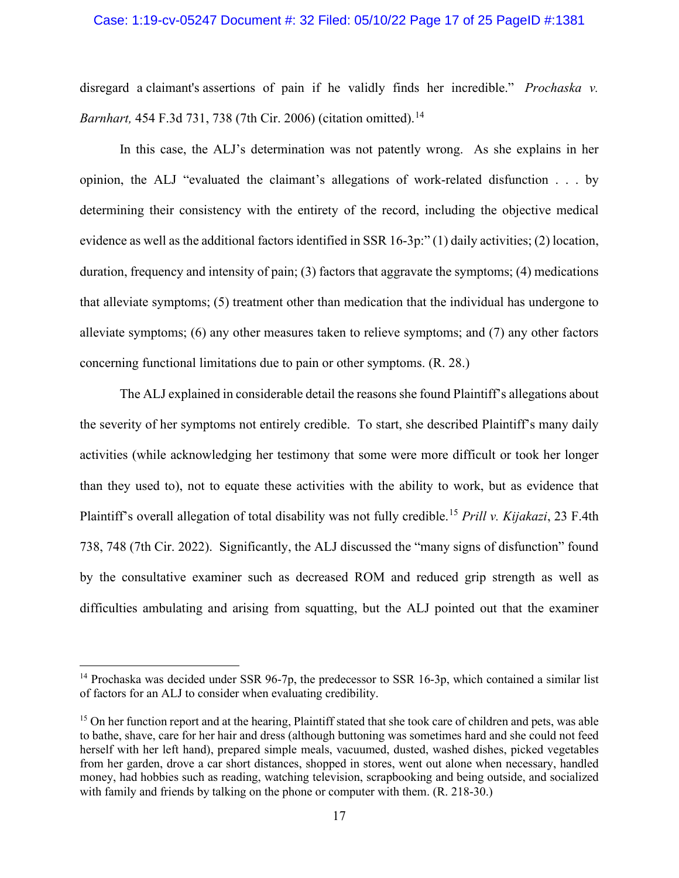disregard a claimant's assertions of pain if he validly finds her incredible." *Prochaska v. Barnhart,* 454 F.3d 731, 738 (7th Cir. 2006) (citation omitted).[14]

In this case, the ALJ's determination was not patently wrong. As she explains in her opinion, the ALJ "evaluated the claimant's allegations of work-related disfunction . . . by determining their consistency with the entirety of the record, including the objective medical evidence as well as the additional factors identified in SSR 16-3p:" (1) daily activities; (2) location, duration, frequency and intensity of pain; (3) factors that aggravate the symptoms; (4) medications that alleviate symptoms; (5) treatment other than medication that the individual has undergone to alleviate symptoms; (6) any other measures taken to relieve symptoms; and (7) any other factors concerning functional limitations due to pain or other symptoms. (R. 28.)

The ALJ explained in considerable detail the reasons she found Plaintiff's allegations about the severity of her symptoms not entirely credible. To start, she described Plaintiff's many daily activities (while acknowledging her testimony that some were more difficult or took her longer than they used to), not to equate these activities with the ability to work, but as evidence that Plaintiff's overall allegation of total disability was not fully credible.[15] *Prill v. Kijakazi*, 23 F.4th 738, 748 (7th Cir. 2022). Significantly, the ALJ discussed the "many signs of disfunction" found by the consultative examiner such as decreased ROM and reduced grip strength as well as difficulties ambulating and arising from squatting, but the ALJ pointed out that the examiner

---

[14] Prochaska was decided under SSR 96-7p, the predecessor to SSR 16-3p, which contained a similar list of factors for an ALJ to consider when evaluating credibility.

[15] On her function report and at the hearing, Plaintiff stated that she took care of children and pets, was able to bathe, shave, care for her hair and dress (although buttoning was sometimes hard and she could not feed herself with her left hand), prepared simple meals, vacuumed, dusted, washed dishes, picked vegetables from her garden, drove a car short distances, shopped in stores, went out alone when necessary, handled money, had hobbies such as reading, watching television, scrapbooking and being outside, and socialized with family and friends by talking on the phone or computer with them. (R. 218-30.)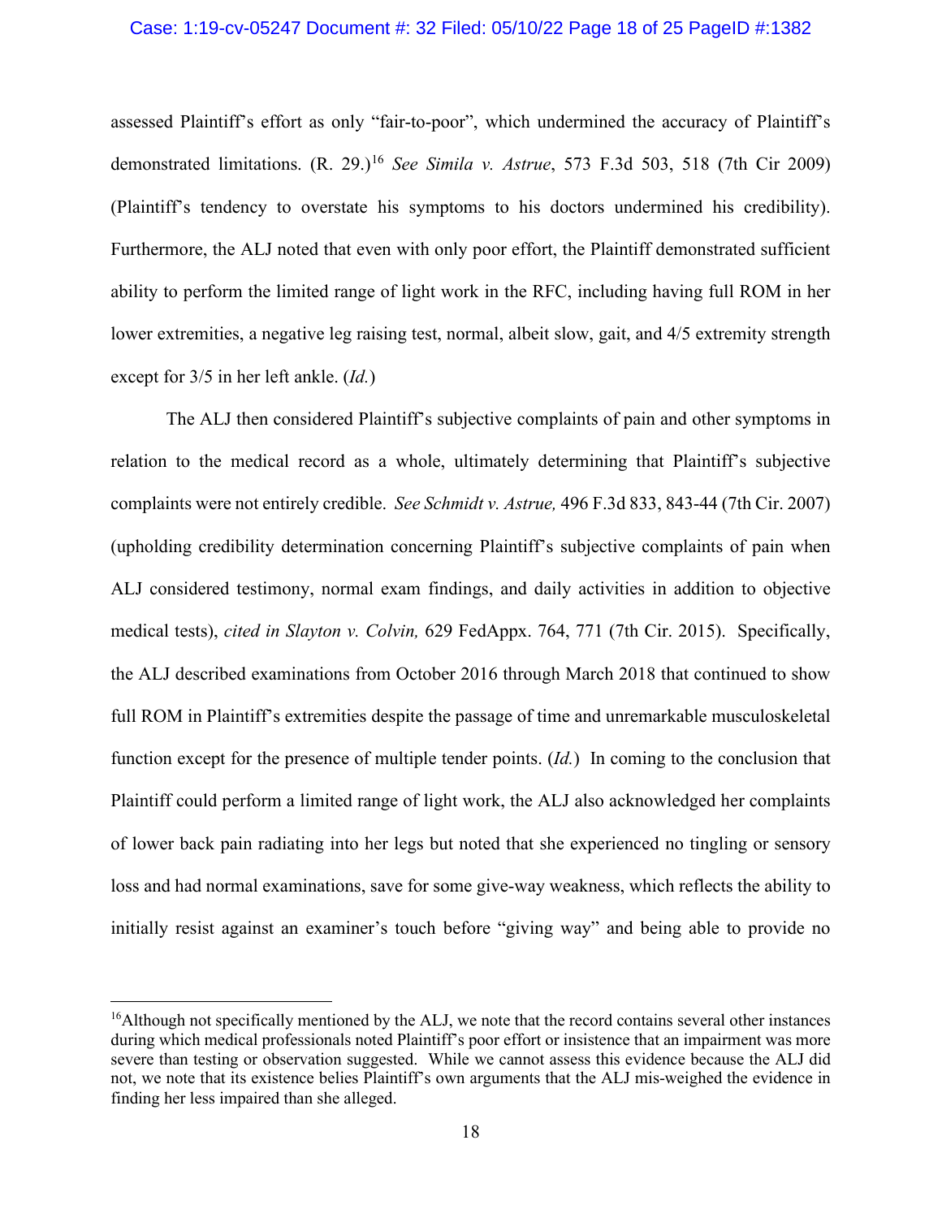assessed Plaintiff's effort as only "fair-to-poor", which undermined the accuracy of Plaintiff's demonstrated limitations. (R. 29.)[16] *See Simila v. Astrue*, 573 F.3d 503, 518 (7th Cir 2009) (Plaintiff's tendency to overstate his symptoms to his doctors undermined his credibility). Furthermore, the ALJ noted that even with only poor effort, the Plaintiff demonstrated sufficient ability to perform the limited range of light work in the RFC, including having full ROM in her lower extremities, a negative leg raising test, normal, albeit slow, gait, and 4/5 extremity strength except for 3/5 in her left ankle. (*Id.*)

The ALJ then considered Plaintiff's subjective complaints of pain and other symptoms in relation to the medical record as a whole, ultimately determining that Plaintiff's subjective complaints were not entirely credible. *See Schmidt v. Astrue,* 496 F.3d 833, 843-44 (7th Cir. 2007) (upholding credibility determination concerning Plaintiff's subjective complaints of pain when ALJ considered testimony, normal exam findings, and daily activities in addition to objective medical tests), *cited in Slayton v. Colvin,* 629 FedAppx. 764, 771 (7th Cir. 2015). Specifically, the ALJ described examinations from October 2016 through March 2018 that continued to show full ROM in Plaintiff's extremities despite the passage of time and unremarkable musculoskeletal function except for the presence of multiple tender points. (*Id.*) In coming to the conclusion that Plaintiff could perform a limited range of light work, the ALJ also acknowledged her complaints of lower back pain radiating into her legs but noted that she experienced no tingling or sensory loss and had normal examinations, save for some give-way weakness, which reflects the ability to initially resist against an examiner's touch before "giving way" and being able to provide no

[16]Although not specifically mentioned by the ALJ, we note that the record contains several other instances during which medical professionals noted Plaintiff's poor effort or insistence that an impairment was more severe than testing or observation suggested. While we cannot assess this evidence because the ALJ did not, we note that its existence belies Plaintiff's own arguments that the ALJ mis-weighed the evidence in finding her less impaired than she alleged.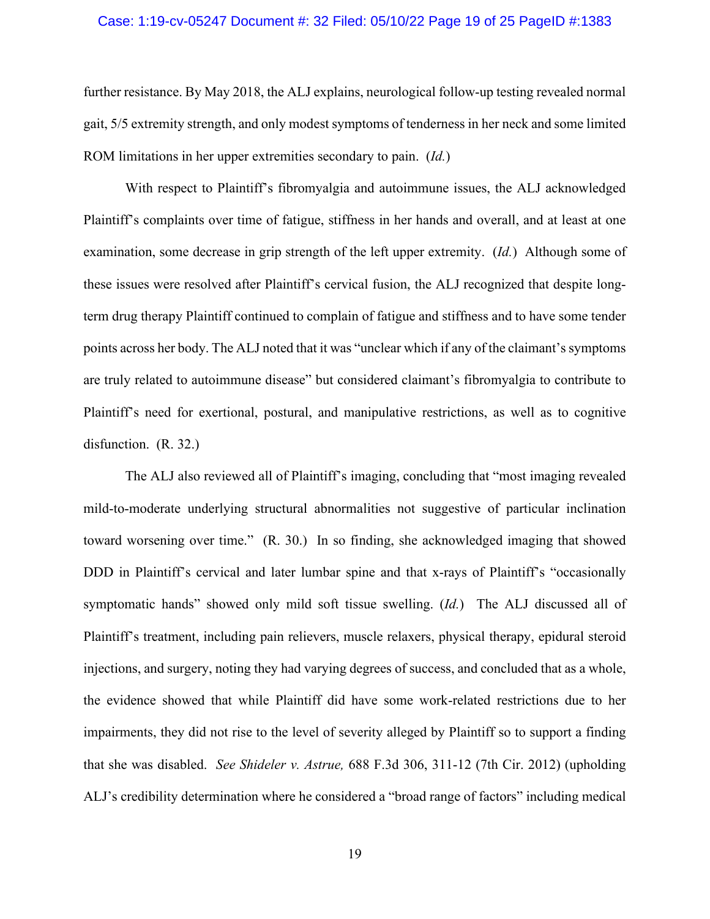further resistance. By May 2018, the ALJ explains, neurological follow-up testing revealed normal gait, 5/5 extremity strength, and only modest symptoms of tenderness in her neck and some limited ROM limitations in her upper extremities secondary to pain. (*Id.*)

With respect to Plaintiff's fibromyalgia and autoimmune issues, the ALJ acknowledged Plaintiff's complaints over time of fatigue, stiffness in her hands and overall, and at least at one examination, some decrease in grip strength of the left upper extremity. (*Id.*) Although some of these issues were resolved after Plaintiff's cervical fusion, the ALJ recognized that despite long-term drug therapy Plaintiff continued to complain of fatigue and stiffness and to have some tender points across her body. The ALJ noted that it was "unclear which if any of the claimant's symptoms are truly related to autoimmune disease" but considered claimant's fibromyalgia to contribute to Plaintiff's need for exertional, postural, and manipulative restrictions, as well as to cognitive disfunction. (R. 32.)

The ALJ also reviewed all of Plaintiff's imaging, concluding that "most imaging revealed mild-to-moderate underlying structural abnormalities not suggestive of particular inclination toward worsening over time." (R. 30.) In so finding, she acknowledged imaging that showed DDD in Plaintiff's cervical and later lumbar spine and that x-rays of Plaintiff's "occasionally symptomatic hands" showed only mild soft tissue swelling. (*Id.*) The ALJ discussed all of Plaintiff's treatment, including pain relievers, muscle relaxers, physical therapy, epidural steroid injections, and surgery, noting they had varying degrees of success, and concluded that as a whole, the evidence showed that while Plaintiff did have some work-related restrictions due to her impairments, they did not rise to the level of severity alleged by Plaintiff so to support a finding that she was disabled. *See Shideler v. Astrue,* 688 F.3d 306, 311-12 (7th Cir. 2012) (upholding ALJ's credibility determination where he considered a "broad range of factors" including medical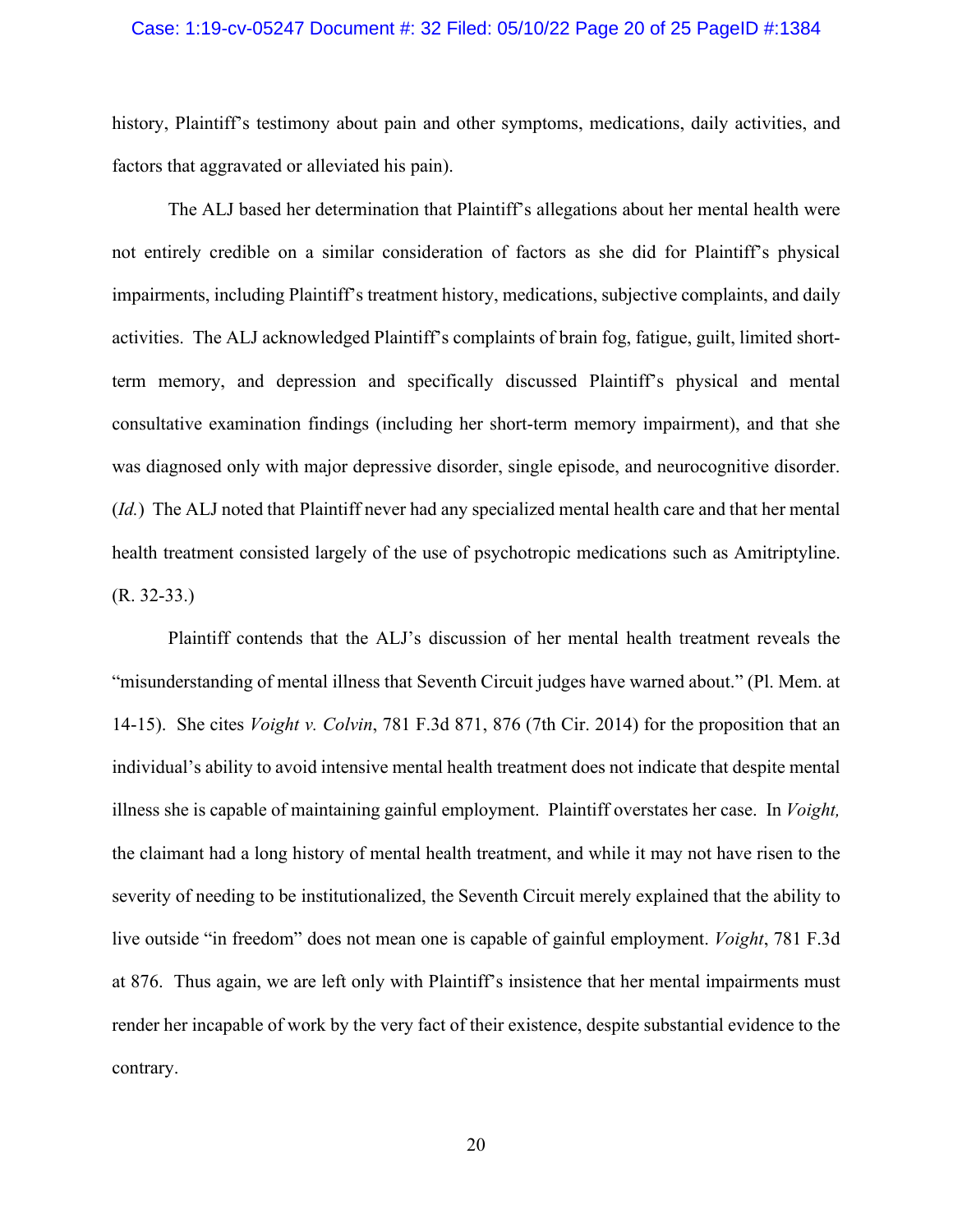history, Plaintiff's testimony about pain and other symptoms, medications, daily activities, and factors that aggravated or alleviated his pain).

The ALJ based her determination that Plaintiff's allegations about her mental health were not entirely credible on a similar consideration of factors as she did for Plaintiff's physical impairments, including Plaintiff's treatment history, medications, subjective complaints, and daily activities. The ALJ acknowledged Plaintiff's complaints of brain fog, fatigue, guilt, limited short-term memory, and depression and specifically discussed Plaintiff's physical and mental consultative examination findings (including her short-term memory impairment), and that she was diagnosed only with major depressive disorder, single episode, and neurocognitive disorder. (*Id.*) The ALJ noted that Plaintiff never had any specialized mental health care and that her mental health treatment consisted largely of the use of psychotropic medications such as Amitriptyline. (R. 32-33.)

Plaintiff contends that the ALJ's discussion of her mental health treatment reveals the "misunderstanding of mental illness that Seventh Circuit judges have warned about." (Pl. Mem. at 14-15). She cites *Voight v. Colvin*, 781 F.3d 871, 876 (7th Cir. 2014) for the proposition that an individual's ability to avoid intensive mental health treatment does not indicate that despite mental illness she is capable of maintaining gainful employment. Plaintiff overstates her case. In *Voight,* the claimant had a long history of mental health treatment, and while it may not have risen to the severity of needing to be institutionalized, the Seventh Circuit merely explained that the ability to live outside "in freedom" does not mean one is capable of gainful employment. *Voight*, 781 F.3d at 876. Thus again, we are left only with Plaintiff's insistence that her mental impairments must render her incapable of work by the very fact of their existence, despite substantial evidence to the contrary.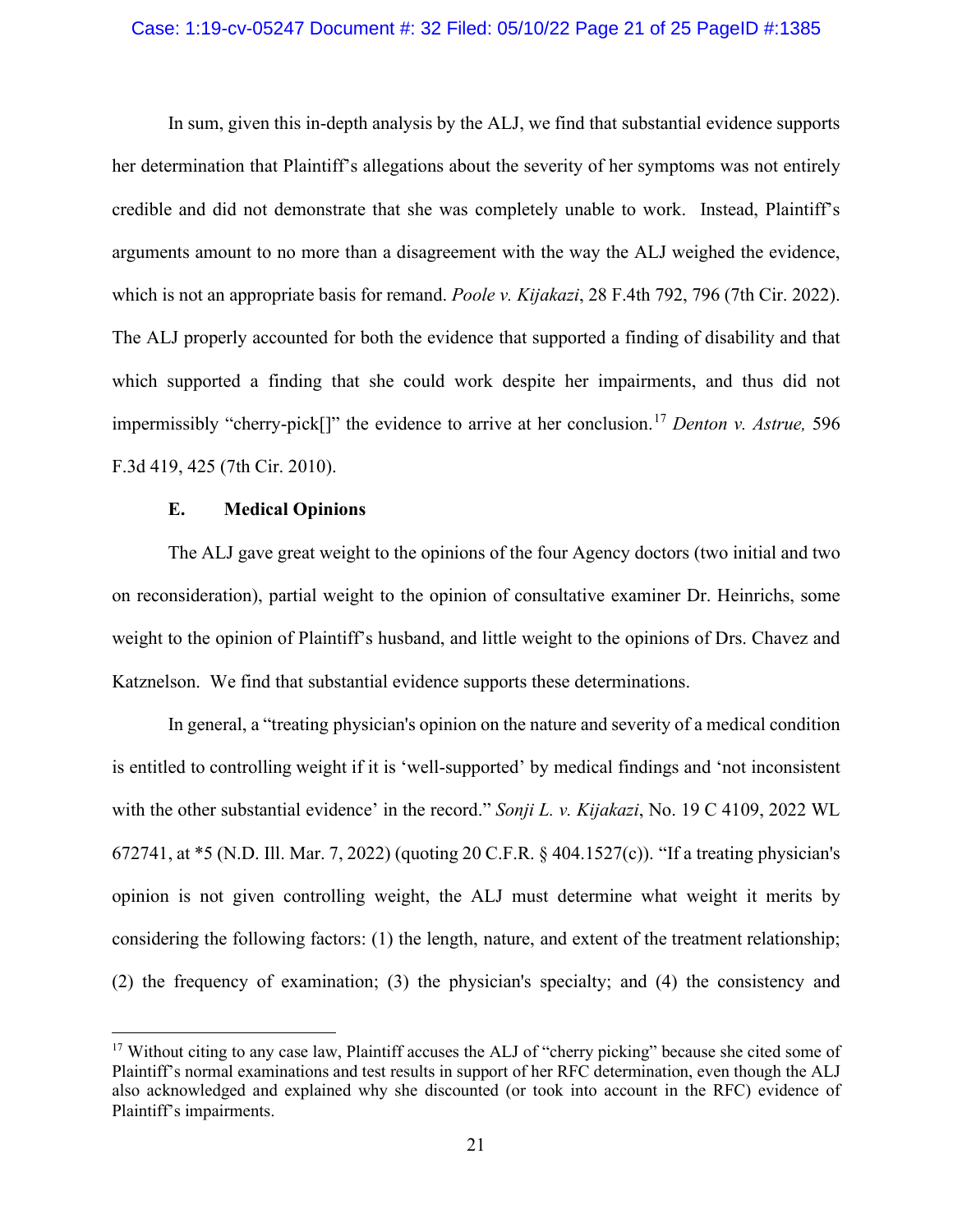In sum, given this in-depth analysis by the ALJ, we find that substantial evidence supports her determination that Plaintiff's allegations about the severity of her symptoms was not entirely credible and did not demonstrate that she was completely unable to work. Instead, Plaintiff's arguments amount to no more than a disagreement with the way the ALJ weighed the evidence, which is not an appropriate basis for remand. *Poole v. Kijakazi*, 28 F.4th 792, 796 (7th Cir. 2022). The ALJ properly accounted for both the evidence that supported a finding of disability and that which supported a finding that she could work despite her impairments, and thus did not impermissibly "cherry-pick[]" the evidence to arrive at her conclusion.[17] *Denton v. Astrue,* 596 F.3d 419, 425 (7th Cir. 2010).

### E. Medical Opinions

The ALJ gave great weight to the opinions of the four Agency doctors (two initial and two on reconsideration), partial weight to the opinion of consultative examiner Dr. Heinrichs, some weight to the opinion of Plaintiff's husband, and little weight to the opinions of Drs. Chavez and Katznelson. We find that substantial evidence supports these determinations.

In general, a "treating physician's opinion on the nature and severity of a medical condition is entitled to controlling weight if it is 'well-supported' by medical findings and 'not inconsistent with the other substantial evidence' in the record." *Sonji L. v. Kijakazi*, No. 19 C 4109, 2022 WL 672741, at *5 (N.D. Ill. Mar. 7, 2022) (quoting 20 C.F.R. § 404.1527(c)). "If a treating physician's opinion is not given controlling weight, the ALJ must determine what weight it merits by considering the following factors: (1) the length, nature, and extent of the treatment relationship; (2) the frequency of examination; (3) the physician's specialty; and (4) the consistency and

---

[17] Without citing to any case law, Plaintiff accuses the ALJ of "cherry picking" because she cited some of Plaintiff's normal examinations and test results in support of her RFC determination, even though the ALJ also acknowledged and explained why she discounted (or took into account in the RFC) evidence of Plaintiff's impairments.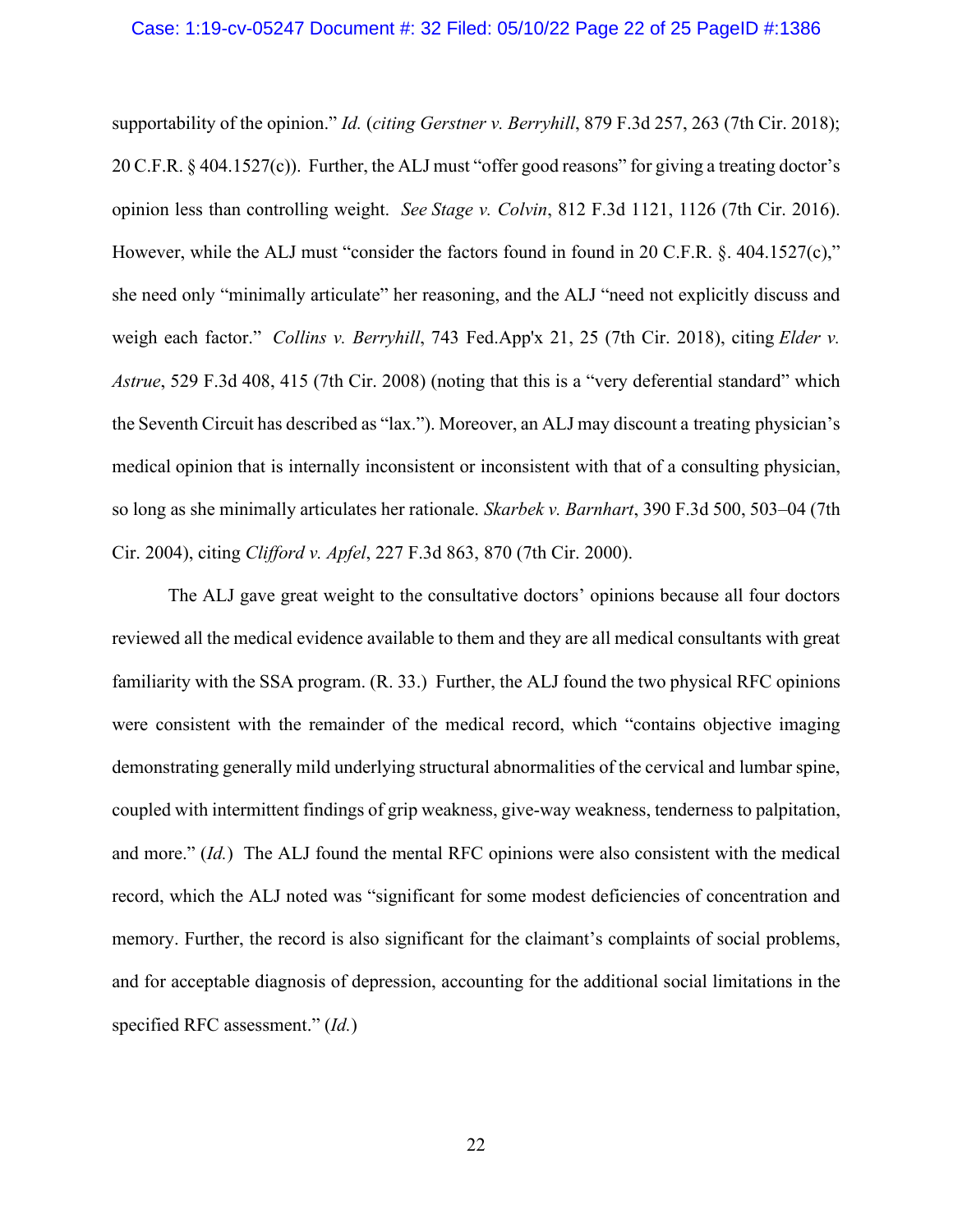supportability of the opinion." *Id.* (*citing Gerstner v. Berryhill*, 879 F.3d 257, 263 (7th Cir. 2018); 20 C.F.R. § 404.1527(c)). Further, the ALJ must "offer good reasons" for giving a treating doctor's opinion less than controlling weight. *See Stage v. Colvin*, 812 F.3d 1121, 1126 (7th Cir. 2016). However, while the ALJ must "consider the factors found in found in 20 C.F.R. §. 404.1527(c)," she need only "minimally articulate" her reasoning, and the ALJ "need not explicitly discuss and weigh each factor." *Collins v. Berryhill*, 743 Fed.App'x 21, 25 (7th Cir. 2018), citing *Elder v. Astrue*, 529 F.3d 408, 415 (7th Cir. 2008) (noting that this is a "very deferential standard" which the Seventh Circuit has described as "lax."). Moreover, an ALJ may discount a treating physician's medical opinion that is internally inconsistent or inconsistent with that of a consulting physician, so long as she minimally articulates her rationale. *Skarbek v. Barnhart*, 390 F.3d 500, 503–04 (7th Cir. 2004), citing *Clifford v. Apfel*, 227 F.3d 863, 870 (7th Cir. 2000).

The ALJ gave great weight to the consultative doctors' opinions because all four doctors reviewed all the medical evidence available to them and they are all medical consultants with great familiarity with the SSA program. (R. 33.) Further, the ALJ found the two physical RFC opinions were consistent with the remainder of the medical record, which "contains objective imaging demonstrating generally mild underlying structural abnormalities of the cervical and lumbar spine, coupled with intermittent findings of grip weakness, give-way weakness, tenderness to palpitation, and more." (*Id.*) The ALJ found the mental RFC opinions were also consistent with the medical record, which the ALJ noted was "significant for some modest deficiencies of concentration and memory. Further, the record is also significant for the claimant's complaints of social problems, and for acceptable diagnosis of depression, accounting for the additional social limitations in the specified RFC assessment." (*Id.*)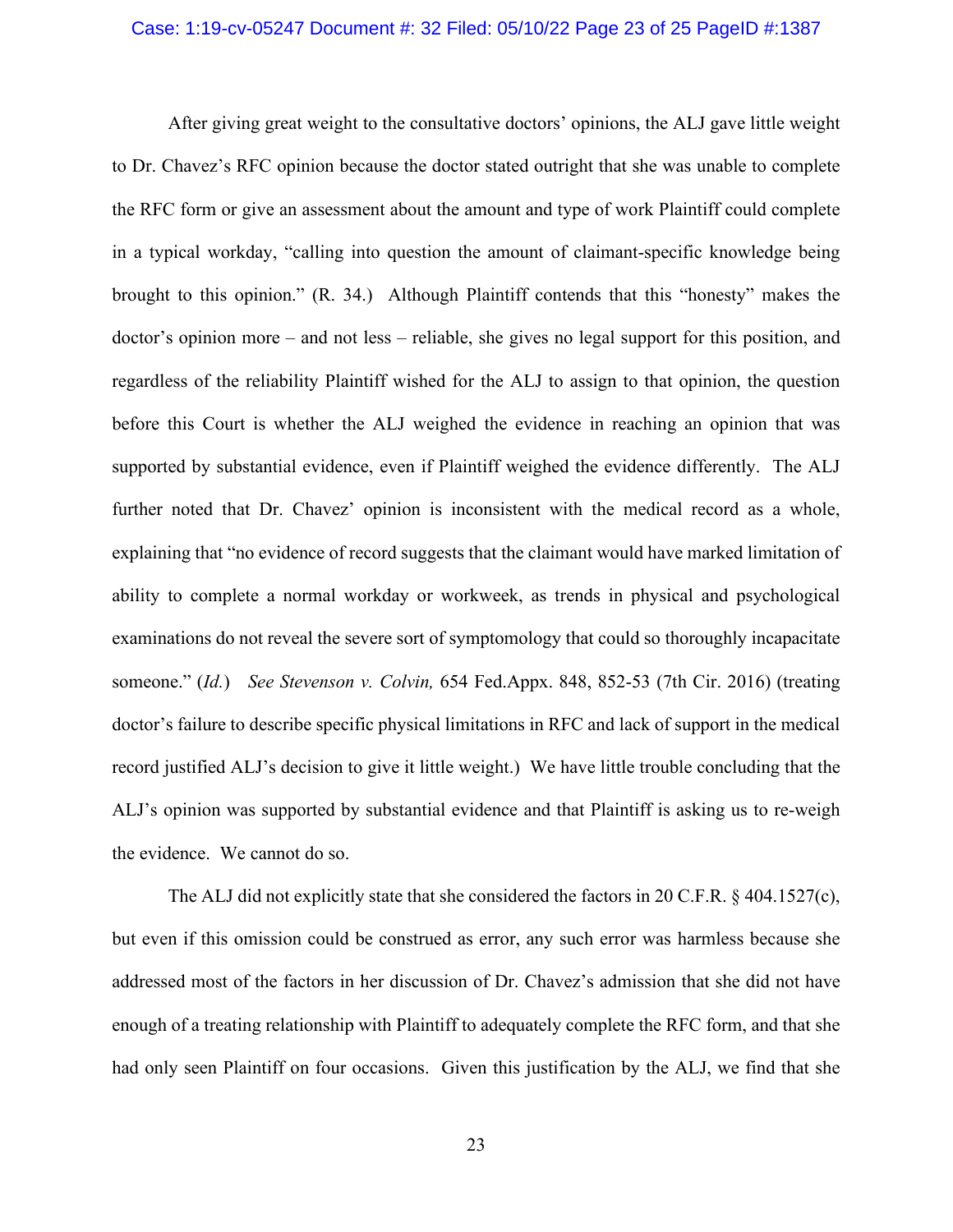After giving great weight to the consultative doctors' opinions, the ALJ gave little weight to Dr. Chavez's RFC opinion because the doctor stated outright that she was unable to complete the RFC form or give an assessment about the amount and type of work Plaintiff could complete in a typical workday, "calling into question the amount of claimant-specific knowledge being brought to this opinion." (R. 34.) Although Plaintiff contends that this "honesty" makes the doctor's opinion more – and not less – reliable, she gives no legal support for this position, and regardless of the reliability Plaintiff wished for the ALJ to assign to that opinion, the question before this Court is whether the ALJ weighed the evidence in reaching an opinion that was supported by substantial evidence, even if Plaintiff weighed the evidence differently. The ALJ further noted that Dr. Chavez' opinion is inconsistent with the medical record as a whole, explaining that "no evidence of record suggests that the claimant would have marked limitation of ability to complete a normal workday or workweek, as trends in physical and psychological examinations do not reveal the severe sort of symptomology that could so thoroughly incapacitate someone." (*Id.*) *See Stevenson v. Colvin,* 654 Fed.Appx. 848, 852-53 (7th Cir. 2016) (treating doctor's failure to describe specific physical limitations in RFC and lack of support in the medical record justified ALJ's decision to give it little weight.) We have little trouble concluding that the ALJ's opinion was supported by substantial evidence and that Plaintiff is asking us to re-weigh the evidence. We cannot do so.

The ALJ did not explicitly state that she considered the factors in 20 C.F.R. § 404.1527(c), but even if this omission could be construed as error, any such error was harmless because she addressed most of the factors in her discussion of Dr. Chavez's admission that she did not have enough of a treating relationship with Plaintiff to adequately complete the RFC form, and that she had only seen Plaintiff on four occasions. Given this justification by the ALJ, we find that she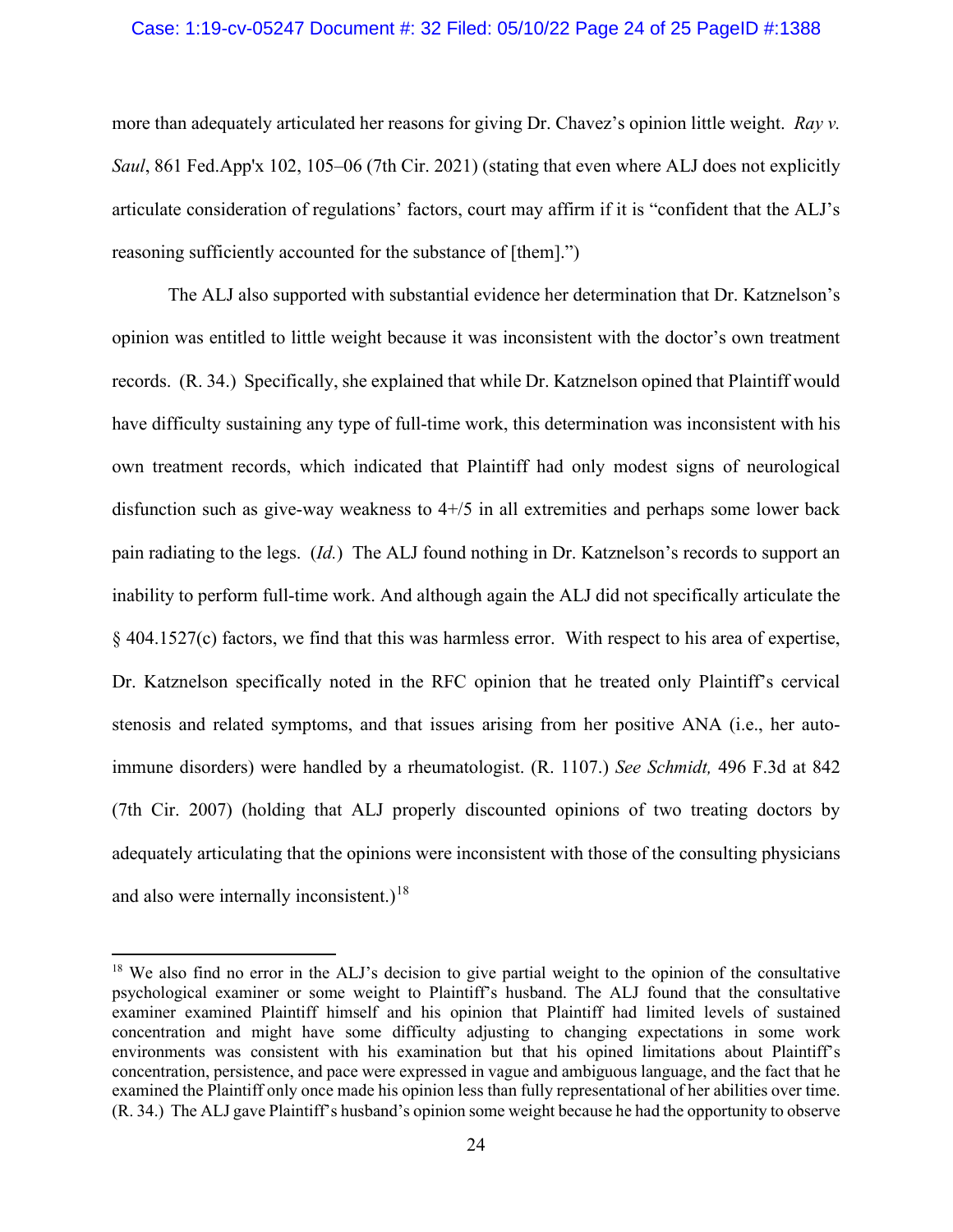more than adequately articulated her reasons for giving Dr. Chavez's opinion little weight. *Ray v. Saul*, 861 Fed.App'x 102, 105–06 (7th Cir. 2021) (stating that even where ALJ does not explicitly articulate consideration of regulations' factors, court may affirm if it is "confident that the ALJ's reasoning sufficiently accounted for the substance of [them].")

The ALJ also supported with substantial evidence her determination that Dr. Katznelson's opinion was entitled to little weight because it was inconsistent with the doctor's own treatment records. (R. 34.) Specifically, she explained that while Dr. Katznelson opined that Plaintiff would have difficulty sustaining any type of full-time work, this determination was inconsistent with his own treatment records, which indicated that Plaintiff had only modest signs of neurological disfunction such as give-way weakness to 4+/5 in all extremities and perhaps some lower back pain radiating to the legs. (*Id.*) The ALJ found nothing in Dr. Katznelson's records to support an inability to perform full-time work. And although again the ALJ did not specifically articulate the § 404.1527(c) factors, we find that this was harmless error. With respect to his area of expertise, Dr. Katznelson specifically noted in the RFC opinion that he treated only Plaintiff's cervical stenosis and related symptoms, and that issues arising from her positive ANA (i.e., her auto-immune disorders) were handled by a rheumatologist. (R. 1107.) *See Schmidt,* 496 F.3d at 842 (7th Cir. 2007) (holding that ALJ properly discounted opinions of two treating doctors by adequately articulating that the opinions were inconsistent with those of the consulting physicians and also were internally inconsistent.)[18]

---

[18] We also find no error in the ALJ's decision to give partial weight to the opinion of the consultative psychological examiner or some weight to Plaintiff's husband. The ALJ found that the consultative examiner examined Plaintiff himself and his opinion that Plaintiff had limited levels of sustained concentration and might have some difficulty adjusting to changing expectations in some work environments was consistent with his examination but that his opined limitations about Plaintiff's concentration, persistence, and pace were expressed in vague and ambiguous language, and the fact that he examined the Plaintiff only once made his opinion less than fully representational of her abilities over time. (R. 34.) The ALJ gave Plaintiff's husband's opinion some weight because he had the opportunity to observe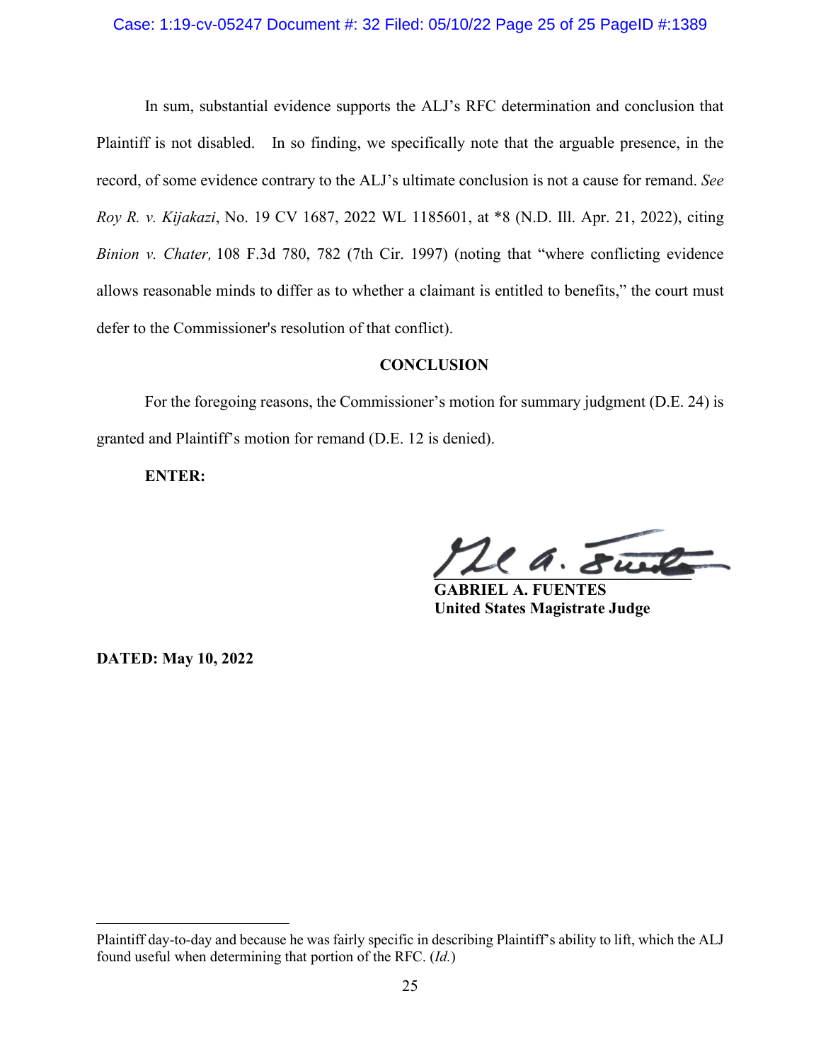In sum, substantial evidence supports the ALJ's RFC determination and conclusion that Plaintiff is not disabled. In so finding, we specifically note that the arguable presence, in the record, of some evidence contrary to the ALJ's ultimate conclusion is not a cause for remand. *See Roy R. v. Kijakazi*, No. 19 CV 1687, 2022 WL 1185601, at *8 (N.D. Ill. Apr. 21, 2022), citing *Binion v. Chater,* 108 F.3d 780, 782 (7th Cir. 1997) (noting that "where conflicting evidence allows reasonable minds to differ as to whether a claimant is entitled to benefits," the court must defer to the Commissioner's resolution of that conflict).

## CONCLUSION

For the foregoing reasons, the Commissioner's motion for summary judgment (D.E. 24) is granted and Plaintiff's motion for remand (D.E. 12 is denied).

**ENTER:**

**GABRIEL A. FUENTES**
**United States Magistrate Judge**

**DATED: May 10, 2022**

---

Plaintiff day-to-day and because he was fairly specific in describing Plaintiff's ability to lift, which the ALJ found useful when determining that portion of the RFC. (*Id.*)